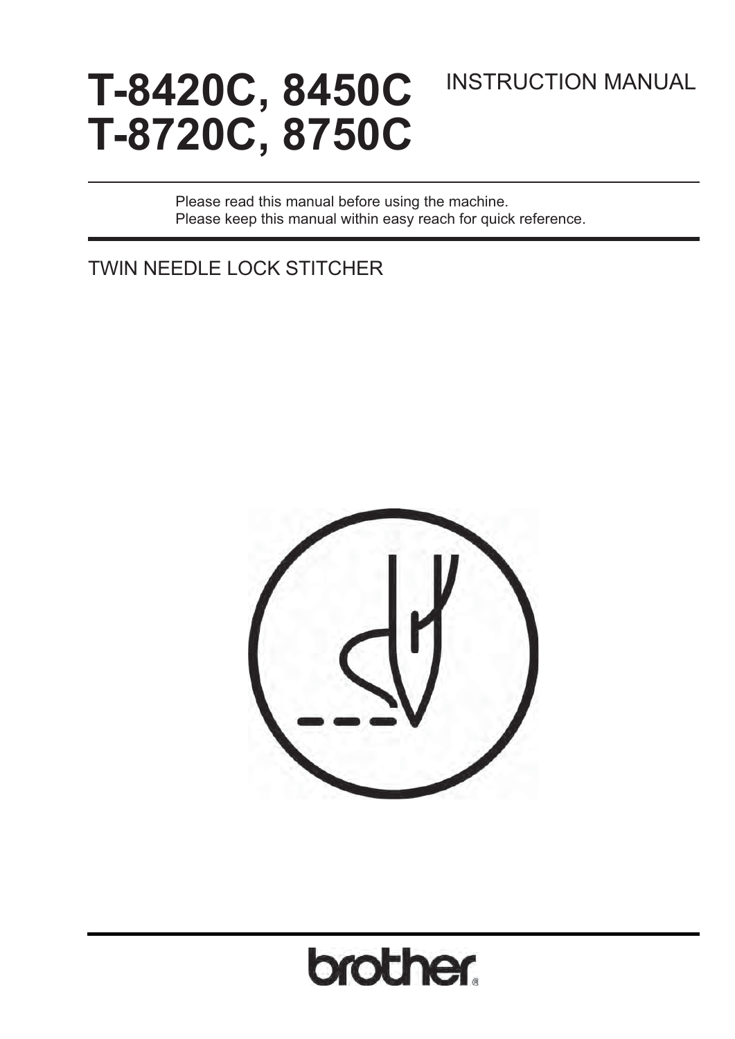# T-8420C, 8450C
# T-8720C, 8750C

INSTRUCTION MANUAL

Please read this manual before using the machine.
Please keep this manual within easy reach for quick reference.

TWIN NEEDLE LOCK STITCHER

brother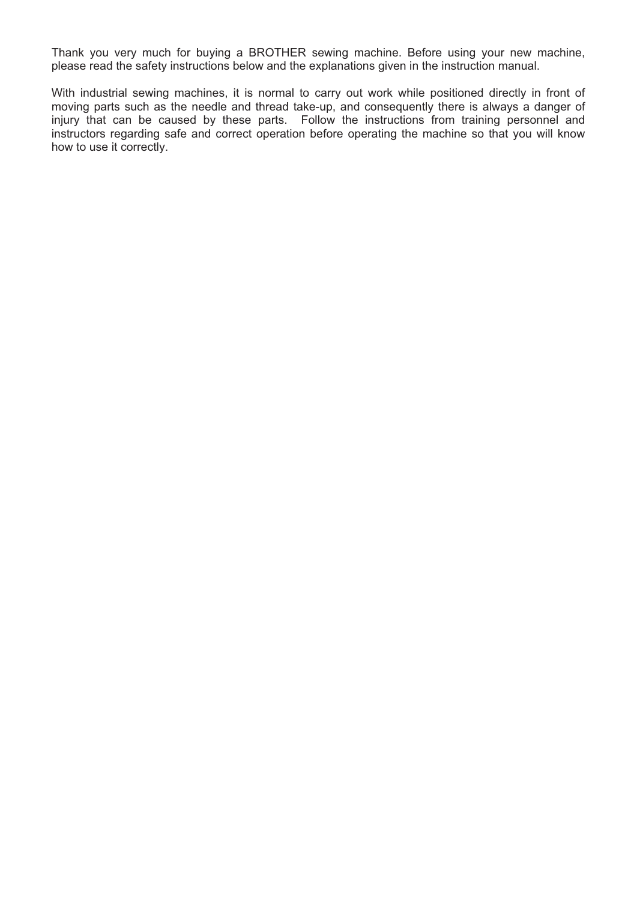Thank you very much for buying a BROTHER sewing machine. Before using your new machine, please read the safety instructions below and the explanations given in the instruction manual.

With industrial sewing machines, it is normal to carry out work while positioned directly in front of moving parts such as the needle and thread take-up, and consequently there is always a danger of injury that can be caused by these parts. Follow the instructions from training personnel and instructors regarding safe and correct operation before operating the machine so that you will know how to use it correctly.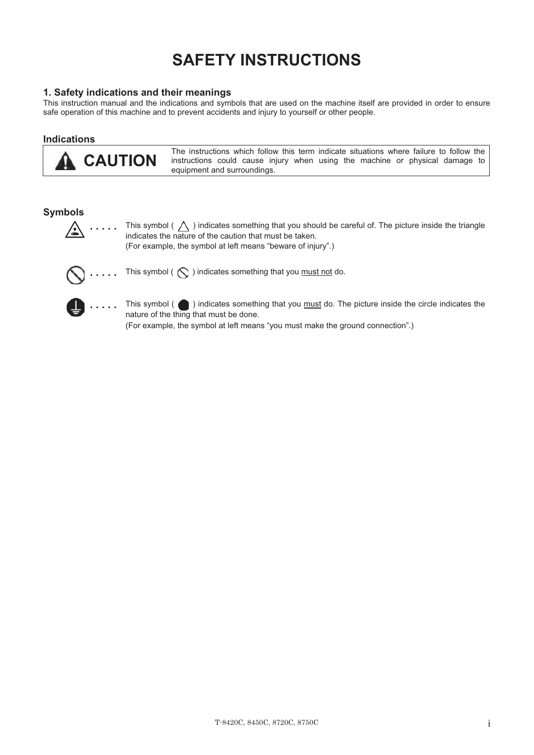# SAFETY INSTRUCTIONS

## 1. Safety indications and their meanings

This instruction manual and the indications and symbols that are used on the machine itself are provided in order to ensure safe operation of this machine and to prevent accidents and injury to yourself or other people.

### Indications

| CAUTION | The instructions which follow this term indicate situations where failure to follow the instructions could cause injury when using the machine or physical damage to equipment and surroundings. |
| --- | --- |

### Symbols

..... This symbol ( △ ) indicates something that you should be careful of. The picture inside the triangle indicates the nature of the caution that must be taken.
(For example, the symbol at left means "beware of injury".)

..... This symbol ( ⃠ ) indicates something that you must not do.

..... This symbol ( ● ) indicates something that you must do. The picture inside the circle indicates the nature of the thing that must be done.
(For example, the symbol at left means "you must make the ground connection".)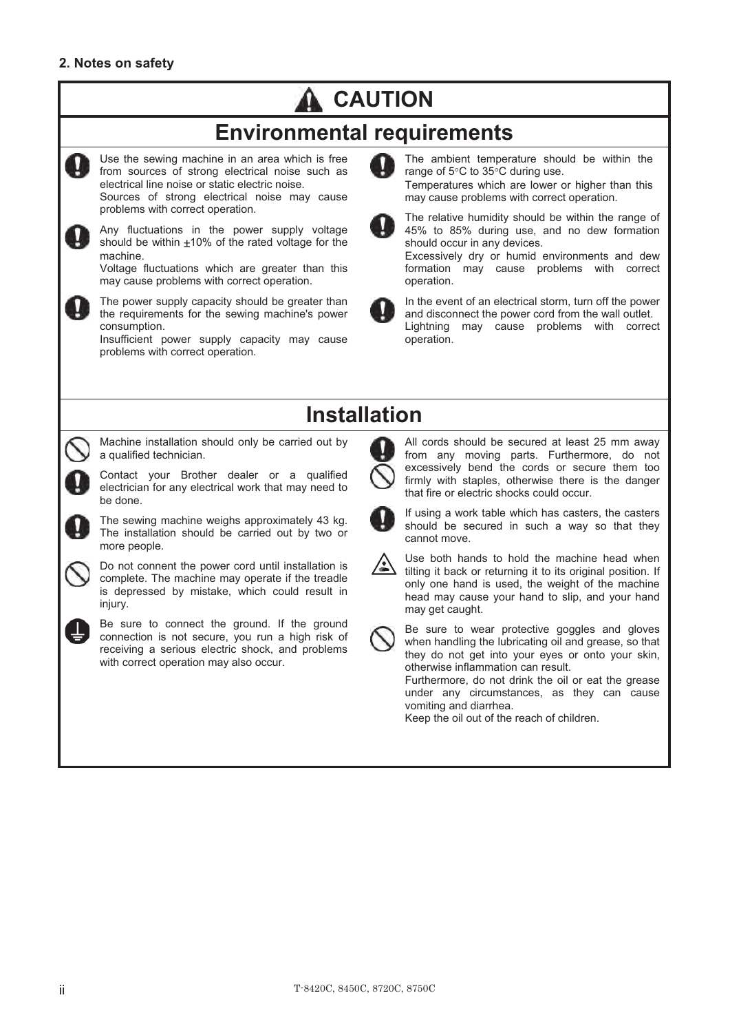## 2. Notes on safety

# CAUTION

## Environmental requirements

Use the sewing machine in an area which is free from sources of strong electrical noise such as electrical line noise or static electric noise.
Sources of strong electrical noise may cause problems with correct operation.

Any fluctuations in the power supply voltage should be within ±10% of the rated voltage for the machine.
Voltage fluctuations which are greater than this may cause problems with correct operation.

The power supply capacity should be greater than the requirements for the sewing machine's power consumption.
Insufficient power supply capacity may cause problems with correct operation.

The ambient temperature should be within the range of 5°C to 35°C during use.
Temperatures which are lower or higher than this may cause problems with correct operation.

The relative humidity should be within the range of 45% to 85% during use, and no dew formation should occur in any devices.
Excessively dry or humid environments and dew formation may cause problems with correct operation.

In the event of an electrical storm, turn off the power and disconnect the power cord from the wall outlet.
Lightning may cause problems with correct operation.

## Installation

Machine installation should only be carried out by a qualified technician.

Contact your Brother dealer or a qualified electrician for any electrical work that may need to be done.

The sewing machine weighs approximately 43 kg. The installation should be carried out by two or more people.

Do not connent the power cord until installation is complete. The machine may operate if the treadle is depressed by mistake, which could result in injury.

Be sure to connect the ground. If the ground connection is not secure, you run a high risk of receiving a serious electric shock, and problems with correct operation may also occur.

All cords should be secured at least 25 mm away from any moving parts. Furthermore, do not excessively bend the cords or secure them too firmly with staples, otherwise there is the danger that fire or electric shocks could occur.

If using a work table which has casters, the casters should be secured in such a way so that they cannot move.

Use both hands to hold the machine head when tilting it back or returning it to its original position. If only one hand is used, the weight of the machine head may cause your hand to slip, and your hand may get caught.

Be sure to wear protective goggles and gloves when handling the lubricating oil and grease, so that they do not get into your eyes or onto your skin, otherwise inflammation can result.
Furthermore, do not drink the oil or eat the grease under any circumstances, as they can cause vomiting and diarrhea.
Keep the oil out of the reach of children.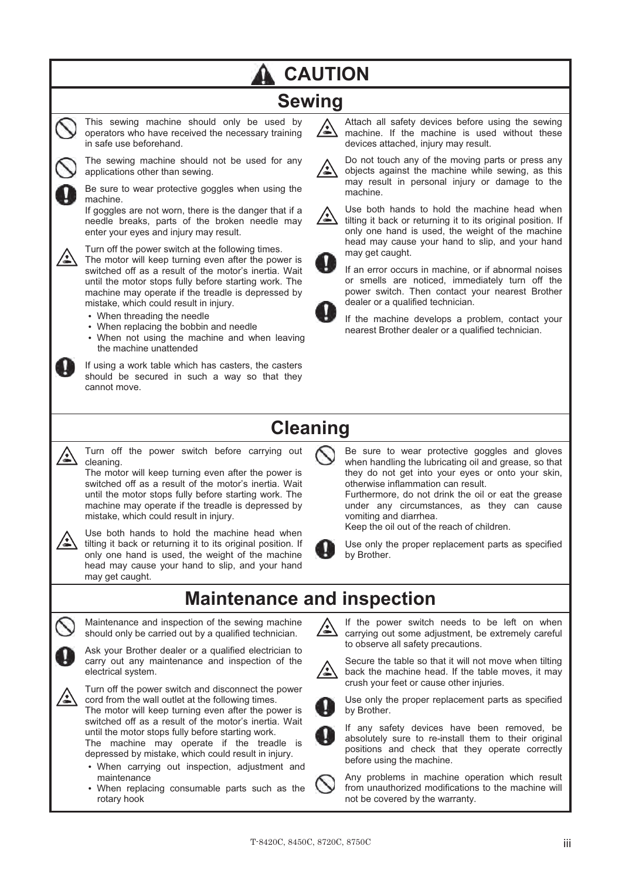# CAUTION

## Sewing

This sewing machine should only be used by operators who have received the necessary training in safe use beforehand.

The sewing machine should not be used for any applications other than sewing.

Be sure to wear protective goggles when using the machine.
If goggles are not worn, there is the danger that if a needle breaks, parts of the broken needle may enter your eyes and injury may result.

Turn off the power switch at the following times.
The motor will keep turning even after the power is switched off as a result of the motor's inertia. Wait until the motor stops fully before starting work. The machine may operate if the treadle is depressed by mistake, which could result in injury.

- When threading the needle
- When replacing the bobbin and needle
- When not using the machine and when leaving the machine unattended

If using a work table which has casters, the casters should be secured in such a way so that they cannot move.

Attach all safety devices before using the sewing machine. If the machine is used without these devices attached, injury may result.

Do not touch any of the moving parts or press any objects against the machine while sewing, as this may result in personal injury or damage to the machine.

Use both hands to hold the machine head when tilting it back or returning it to its original position. If only one hand is used, the weight of the machine head may cause your hand to slip, and your hand may get caught.

If an error occurs in machine, or if abnormal noises or smells are noticed, immediately turn off the power switch. Then contact your nearest Brother dealer or a qualified technician.

If the machine develops a problem, contact your nearest Brother dealer or a qualified technician.

## Cleaning

Turn off the power switch before carrying out cleaning.
The motor will keep turning even after the power is switched off as a result of the motor's inertia. Wait until the motor stops fully before starting work. The machine may operate if the treadle is depressed by mistake, which could result in injury.

Use both hands to hold the machine head when tilting it back or returning it to its original position. If only one hand is used, the weight of the machine head may cause your hand to slip, and your hand may get caught.

Be sure to wear protective goggles and gloves when handling the lubricating oil and grease, so that they do not get into your eyes or onto your skin, otherwise inflammation can result.
Furthermore, do not drink the oil or eat the grease under any circumstances, as they can cause vomiting and diarrhea.
Keep the oil out of the reach of children.

Use only the proper replacement parts as specified by Brother.

## Maintenance and inspection

Maintenance and inspection of the sewing machine should only be carried out by a qualified technician.

Ask your Brother dealer or a qualified electrician to carry out any maintenance and inspection of the electrical system.

Turn off the power switch and disconnect the power cord from the wall outlet at the following times.
The motor will keep turning even after the power is switched off as a result of the motor's inertia. Wait until the motor stops fully before starting work.
The machine may operate if the treadle is depressed by mistake, which could result in injury.

- When carrying out inspection, adjustment and maintenance
- When replacing consumable parts such as the rotary hook

If the power switch needs to be left on when carrying out some adjustment, be extremely careful to observe all safety precautions.

Secure the table so that it will not move when tilting back the machine head. If the table moves, it may crush your feet or cause other injuries.

Use only the proper replacement parts as specified by Brother.

If any safety devices have been removed, be absolutely sure to re-install them to their original positions and check that they operate correctly before using the machine.

Any problems in machine operation which result from unauthorized modifications to the machine will not be covered by the warranty.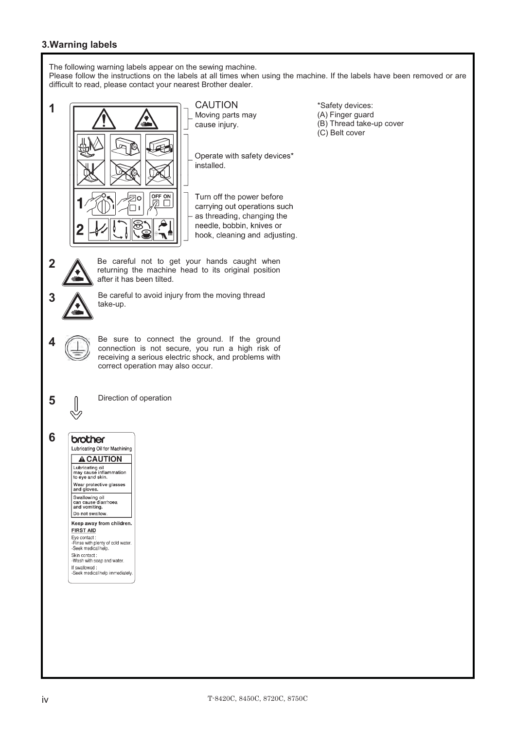## 3.Warning labels

The following warning labels appear on the sewing machine.
Please follow the instructions on the labels at all times when using the machine. If the labels have been removed or are difficult to read, please contact your nearest Brother dealer.

**1**

CAUTION
Moving parts may cause injury.

Operate with safety devices* installed.

Turn off the power before carrying out operations such as threading, changing the needle, bobbin, knives or hook, cleaning and adjusting.

*Safety devices:
(A) Finger guard
(B) Thread take-up cover
(C) Belt cover

**2** Be careful not to get your hands caught when returning the machine head to its original position after it has been tilted.

**3** Be careful to avoid injury from the moving thread take-up.

**4** Be sure to connect the ground. If the ground connection is not secure, you run a high risk of receiving a serious electric shock, and problems with correct operation may also occur.

**5** Direction of operation

**6**

brother
Lubricating Oil for Machining

**⚠ CAUTION**

Lubricating oil may cause inflammation to eye and skin.

Wear protective glasses and gloves.

Swallowing oil can cause diarrhoea and vomiting.

Do not swallow.

**Keep away from children.**

**FIRST AID**

Eye contact :
-Rinse with plenty of cold water.
-Seek medical help.

Skin contact :
-Wash with soap and water.

If swallowed :
-Seek medical help immediately.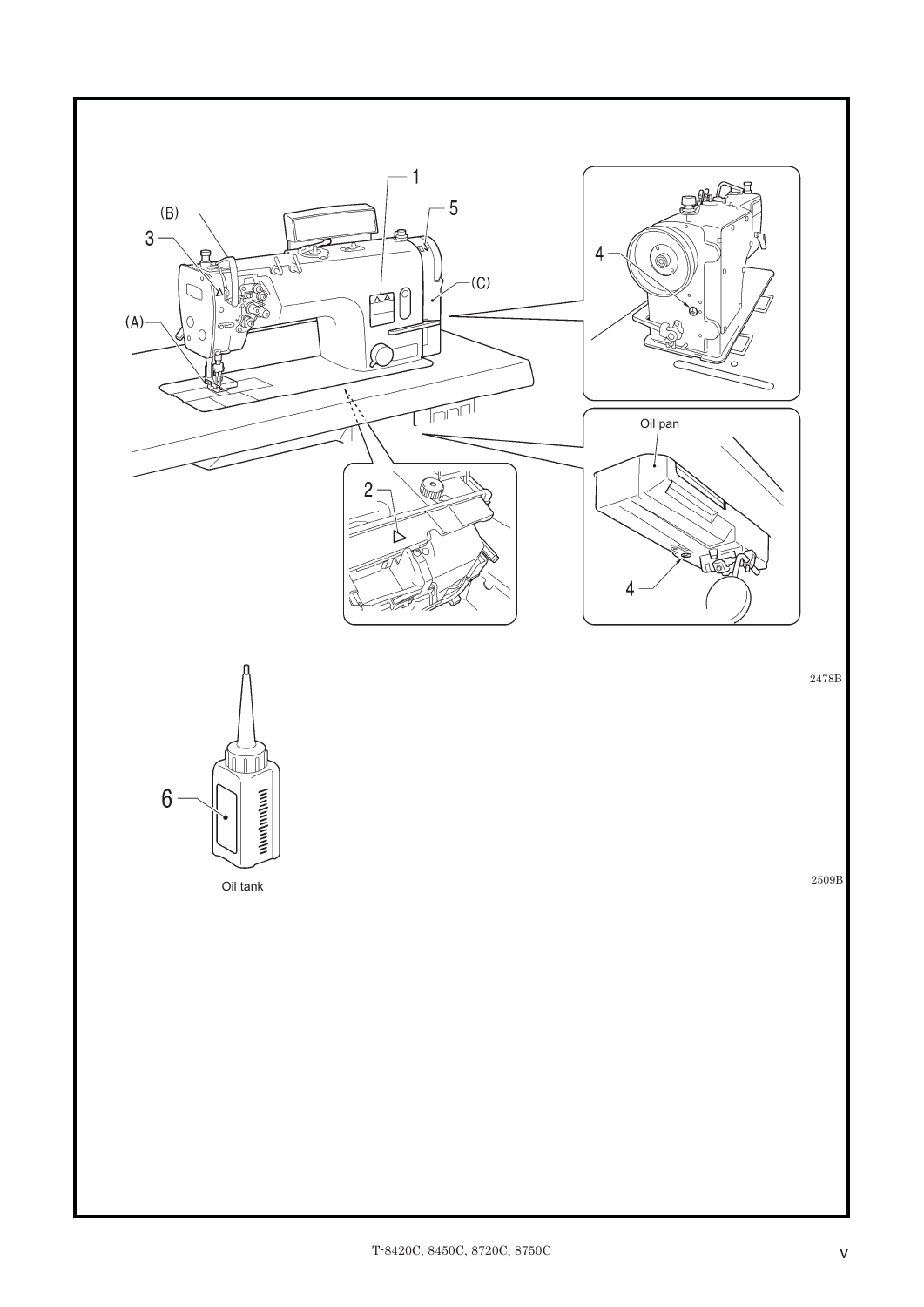Oil pan

2478B

Oil tank

2509B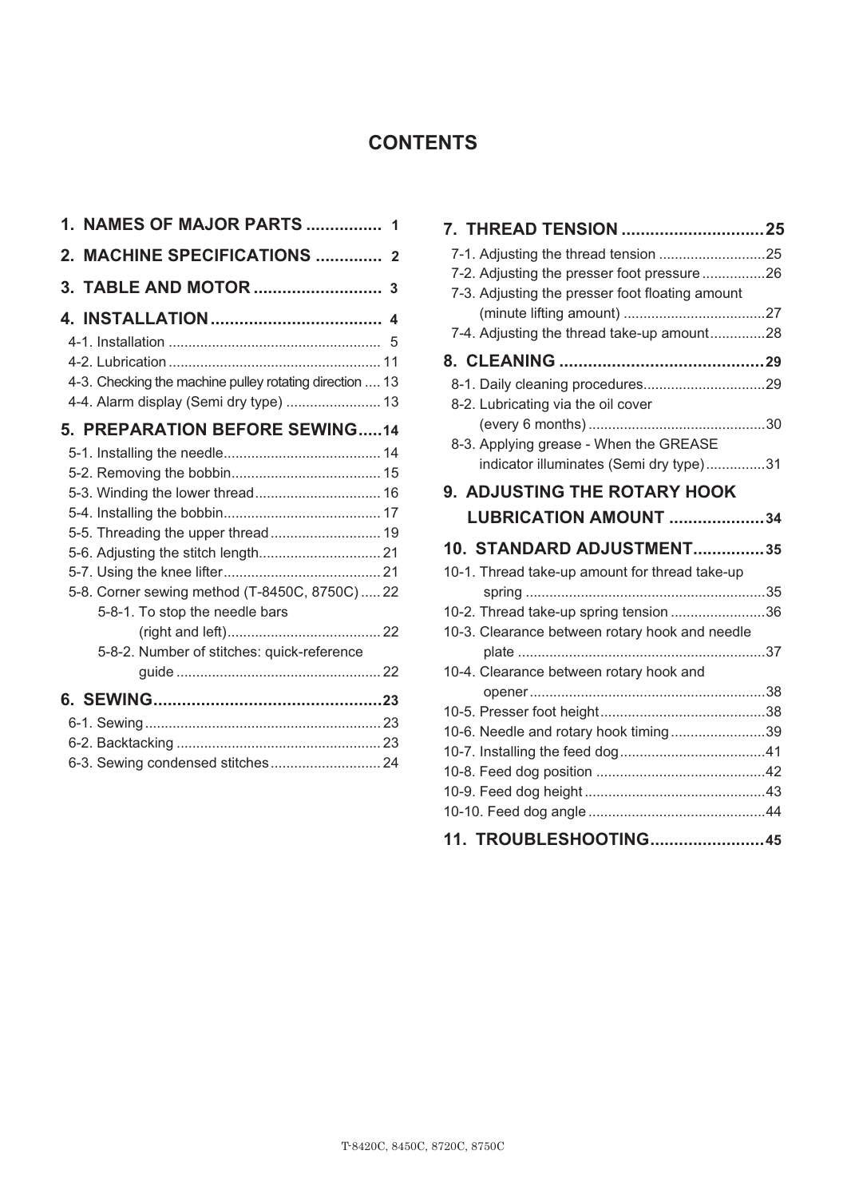# CONTENTS

**1. NAMES OF MAJOR PARTS ................ 1**

**2. MACHINE SPECIFICATIONS ............. 2**

**3. TABLE AND MOTOR ........................... 3**

**4. INSTALLATION .................................... 4**

- 4-1. Installation ...................................................... 5
- 4-2. Lubrication ...................................................... 11
- 4-3. Checking the machine pulley rotating direction .... 13
- 4-4. Alarm display (Semi dry type) ........................ 13

**5. PREPARATION BEFORE SEWING.....14**

- 5-1. Installing the needle........................................ 14
- 5-2. Removing the bobbin...................................... 15
- 5-3. Winding the lower thread................................ 16
- 5-4. Installing the bobbin........................................ 17
- 5-5. Threading the upper thread ............................ 19
- 5-6. Adjusting the stitch length............................... 21
- 5-7. Using the knee lifter........................................ 21
- 5-8. Corner sewing method (T-8450C, 8750C) ..... 22
  - 5-8-1. To stop the needle bars (right and left)....................................... 22
  - 5-8-2. Number of stitches: quick-reference guide .................................................... 22

**6. SEWING................................................23**

- 6-1. Sewing............................................................ 23
- 6-2. Backtacking .................................................... 23
- 6-3. Sewing condensed stitches............................ 24

**7. THREAD TENSION ..............................25**

- 7-1. Adjusting the thread tension ...........................25
- 7-2. Adjusting the presser foot pressure ................26
- 7-3. Adjusting the presser foot floating amount (minute lifting amount) ....................................27
- 7-4. Adjusting the thread take-up amount..............28

**8. CLEANING ...........................................29**

- 8-1. Daily cleaning procedures...............................29
- 8-2. Lubricating via the oil cover (every 6 months) ............................................30
- 8-3. Applying grease - When the GREASE indicator illuminates (Semi dry type)...............31

**9. ADJUSTING THE ROTARY HOOK LUBRICATION AMOUNT ....................34**

**10. STANDARD ADJUSTMENT...............35**

- 10-1. Thread take-up amount for thread take-up spring .............................................................35
- 10-2. Thread take-up spring tension ........................36
- 10-3. Clearance between rotary hook and needle plate ..............................................................37
- 10-4. Clearance between rotary hook and opener ...........................................................38
- 10-5. Presser foot height..........................................38
- 10-6. Needle and rotary hook timing........................39
- 10-7. Installing the feed dog.....................................41
- 10-8. Feed dog position ...........................................42
- 10-9. Feed dog height .............................................43
- 10-10. Feed dog angle .............................................44

**11. TROUBLESHOOTING........................45**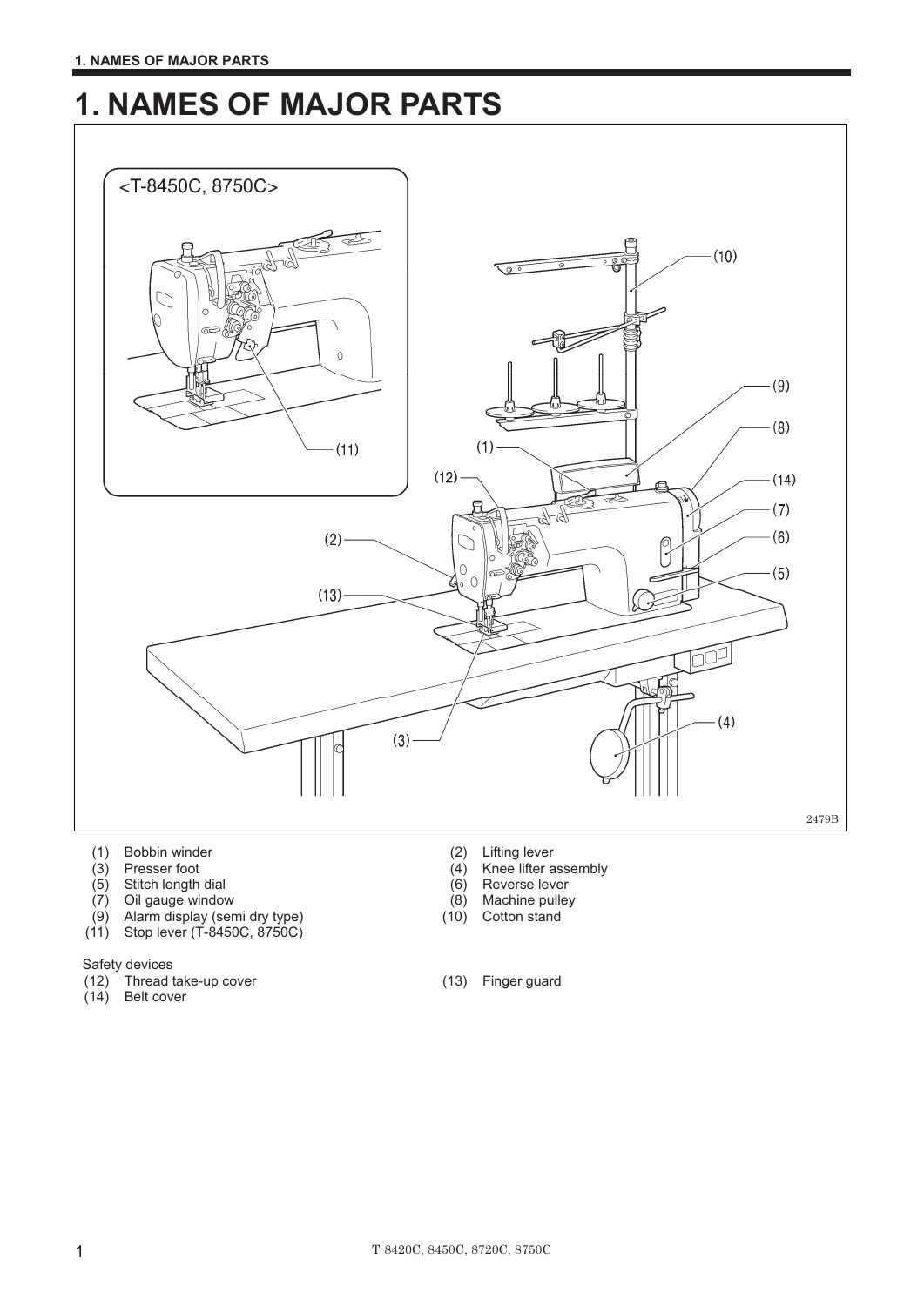# 1. NAMES OF MAJOR PARTS

(1) Bobbin winder
(2) Lifting lever
(3) Presser foot
(4) Knee lifter assembly
(5) Stitch length dial
(6) Reverse lever
(7) Oil gauge window
(8) Machine pulley
(9) Alarm display (semi dry type)
(10) Cotton stand
(11) Stop lever (T-8450C, 8750C)

Safety devices
(12) Thread take-up cover
(13) Finger guard
(14) Belt cover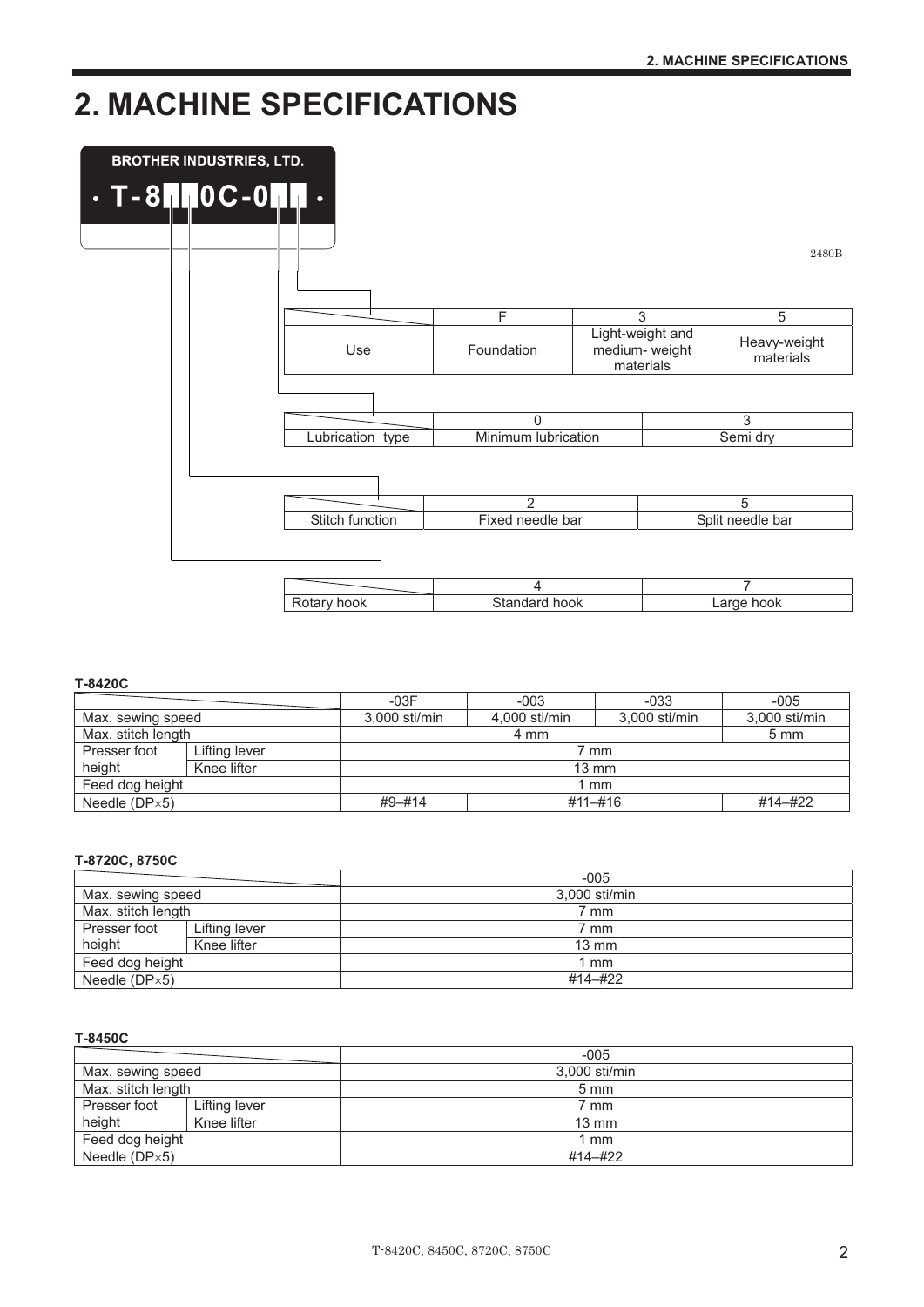# 2. MACHINE SPECIFICATIONS

BROTHER INDUSTRIES, LTD.

T-8□□0C-0□□

2480B

| | F | 3 | 5 |
|---|---|---|---|
| Use | Foundation | Light-weight and medium- weight materials | Heavy-weight materials |

| | 0 | 3 |
|---|---|---|
| Lubrication type | Minimum lubrication | Semi dry |

| | 2 | 5 |
|---|---|---|
| Stitch function | Fixed needle bar | Split needle bar |

| | 4 | 7 |
|---|---|---|
| Rotary hook | Standard hook | Large hook |

**T-8420C**

| | | -03F | -003 | -033 | -005 |
|---|---|---|---|---|---|
| Max. sewing speed | | 3,000 sti/min | 4,000 sti/min | 3,000 sti/min | 3,000 sti/min |
| Max. stitch length | | 4 mm | | | 5 mm |
| Presser foot height | Lifting lever | 7 mm | | | |
| | Knee lifter | 13 mm | | | |
| Feed dog height | | 1 mm | | | |
| Needle (DP×5) | | #9–#14 | #11–#16 | | #14–#22 |

**T-8720C, 8750C**

| | | -005 |
|---|---|---|
| Max. sewing speed | | 3,000 sti/min |
| Max. stitch length | | 7 mm |
| Presser foot height | Lifting lever | 7 mm |
| | Knee lifter | 13 mm |
| Feed dog height | | 1 mm |
| Needle (DP×5) | | #14–#22 |

**T-8450C**

| | | -005 |
|---|---|---|
| Max. sewing speed | | 3,000 sti/min |
| Max. stitch length | | 5 mm |
| Presser foot height | Lifting lever | 7 mm |
| | Knee lifter | 13 mm |
| Feed dog height | | 1 mm |
| Needle (DP×5) | | #14–#22 |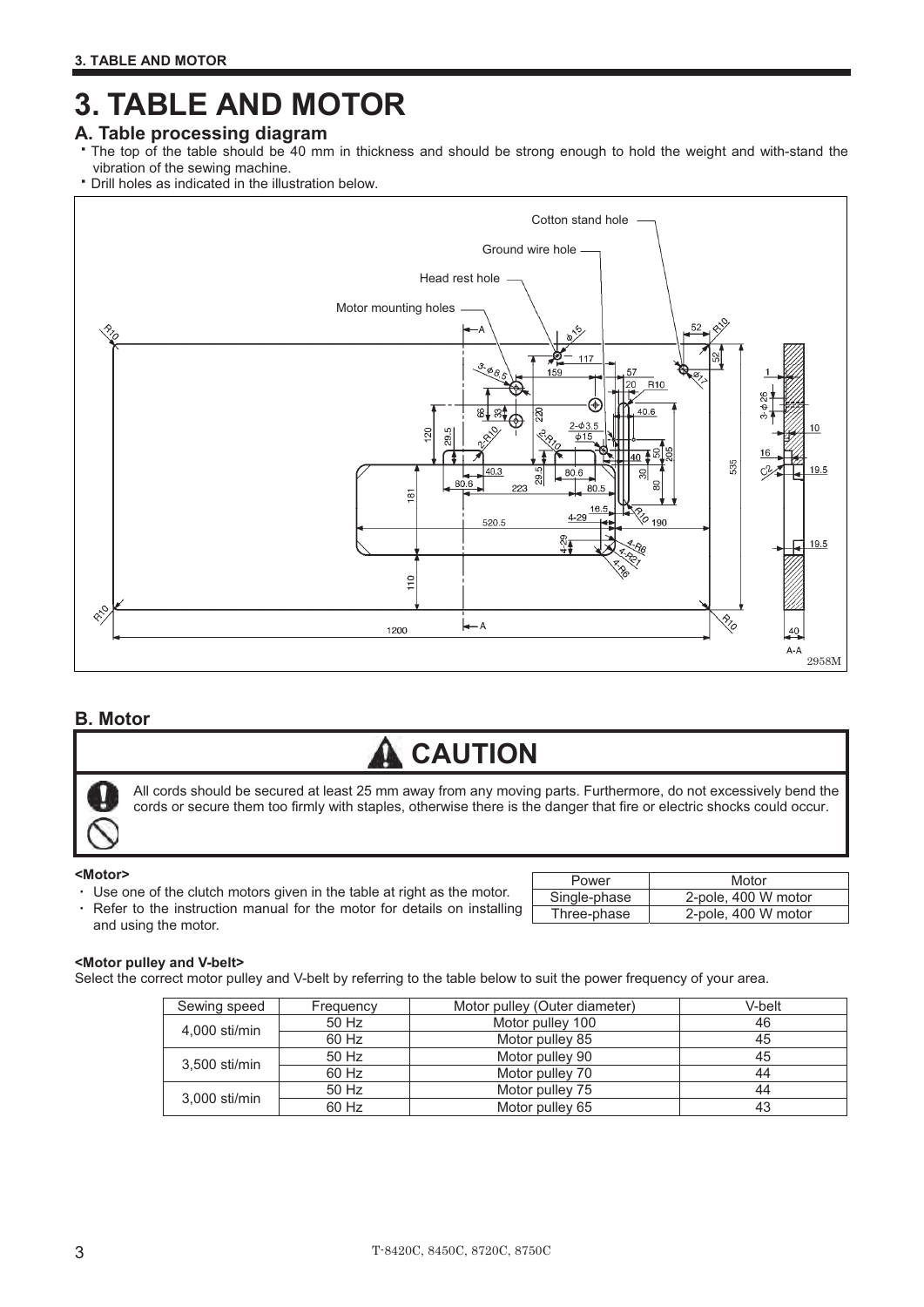# 3. TABLE AND MOTOR

## A. Table processing diagram

- The top of the table should be 40 mm in thickness and should be strong enough to hold the weight and with-stand the vibration of the sewing machine.
- Drill holes as indicated in the illustration below.

Cotton stand hole

Ground wire hole

Head rest hole

Motor mounting holes

2958M

## B. Motor

**CAUTION**

All cords should be secured at least 25 mm away from any moving parts. Furthermore, do not excessively bend the cords or secure them too firmly with staples, otherwise there is the danger that fire or electric shocks could occur.

**<Motor>**

- Use one of the clutch motors given in the table at right as the motor.
- Refer to the instruction manual for the motor for details on installing and using the motor.

| Power | Motor |
|---|---|
| Single-phase | 2-pole, 400 W motor |
| Three-phase | 2-pole, 400 W motor |

**<Motor pulley and V-belt>**

Select the correct motor pulley and V-belt by referring to the table below to suit the power frequency of your area.

| Sewing speed | Frequency | Motor pulley (Outer diameter) | V-belt |
|---|---|---|---|
| 4,000 sti/min | 50 Hz | Motor pulley 100 | 46 |
| | 60 Hz | Motor pulley 85 | 45 |
| 3,500 sti/min | 50 Hz | Motor pulley 90 | 45 |
| | 60 Hz | Motor pulley 70 | 44 |
| 3,000 sti/min | 50 Hz | Motor pulley 75 | 44 |
| | 60 Hz | Motor pulley 65 | 43 |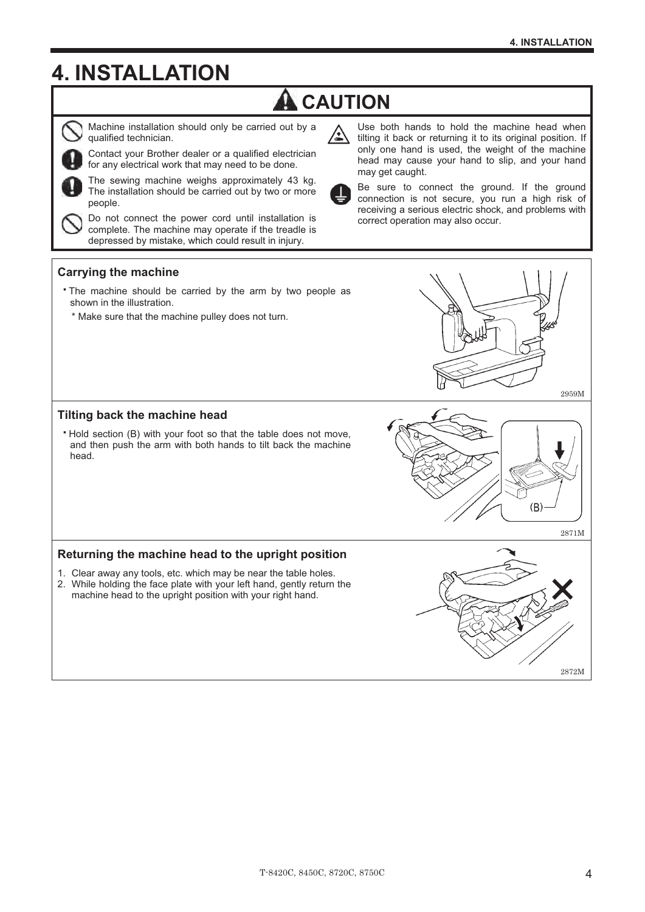# 4. INSTALLATION

## ⚠ CAUTION

Machine installation should only be carried out by a qualified technician.

Contact your Brother dealer or a qualified electrician for any electrical work that may need to be done.

The sewing machine weighs approximately 43 kg. The installation should be carried out by two or more people.

Do not connect the power cord until installation is complete. The machine may operate if the treadle is depressed by mistake, which could result in injury.

Use both hands to hold the machine head when tilting it back or returning it to its original position. If only one hand is used, the weight of the machine head may cause your hand to slip, and your hand may get caught.

Be sure to connect the ground. If the ground connection is not secure, you run a high risk of receiving a serious electric shock, and problems with correct operation may also occur.

### Carrying the machine

- The machine should be carried by the arm by two people as shown in the illustration.
  - \* Make sure that the machine pulley does not turn.

2959M

### Tilting back the machine head

- Hold section (B) with your foot so that the table does not move, and then push the arm with both hands to tilt back the machine head.

(B)

2871M

### Returning the machine head to the upright position

1. Clear away any tools, etc. which may be near the table holes.
2. While holding the face plate with your left hand, gently return the machine head to the upright position with your right hand.

2872M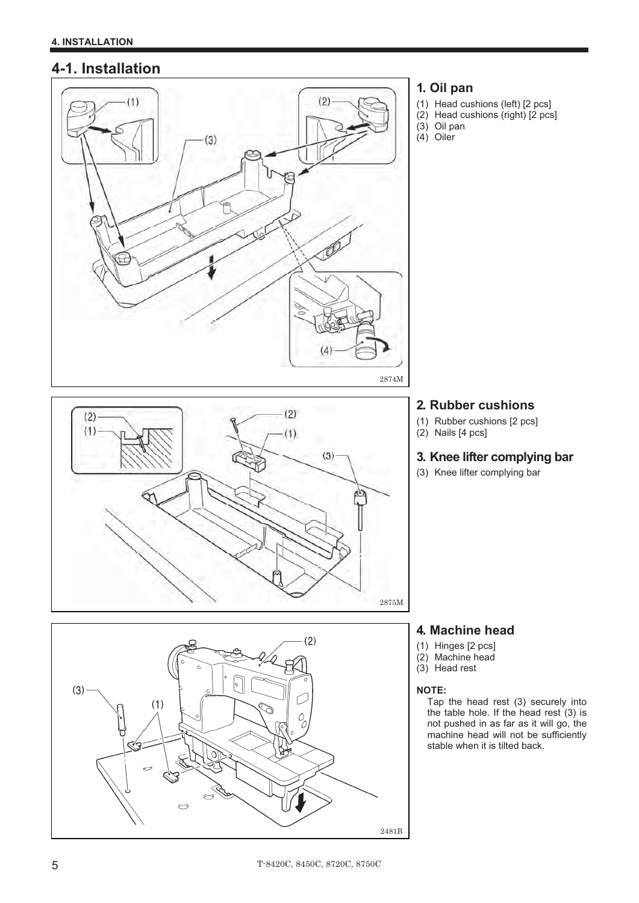## 4-1. Installation

### 1. Oil pan

(1) Head cushions (left) [2 pcs]
(2) Head cushions (right) [2 pcs]
(3) Oil pan
(4) Oiler

### 2. Rubber cushions

(1) Rubber cushions [2 pcs]
(2) Nails [4 pcs]

### 3. Knee lifter complying bar

(3) Knee lifter complying bar

### 4. Machine head

(1) Hinges [2 pcs]
(2) Machine head
(3) Head rest

**NOTE:**
Tap the head rest (3) securely into the table hole. If the head rest (3) is not pushed in as far as it will go, the machine head will not be sufficiently stable when it is tilted back.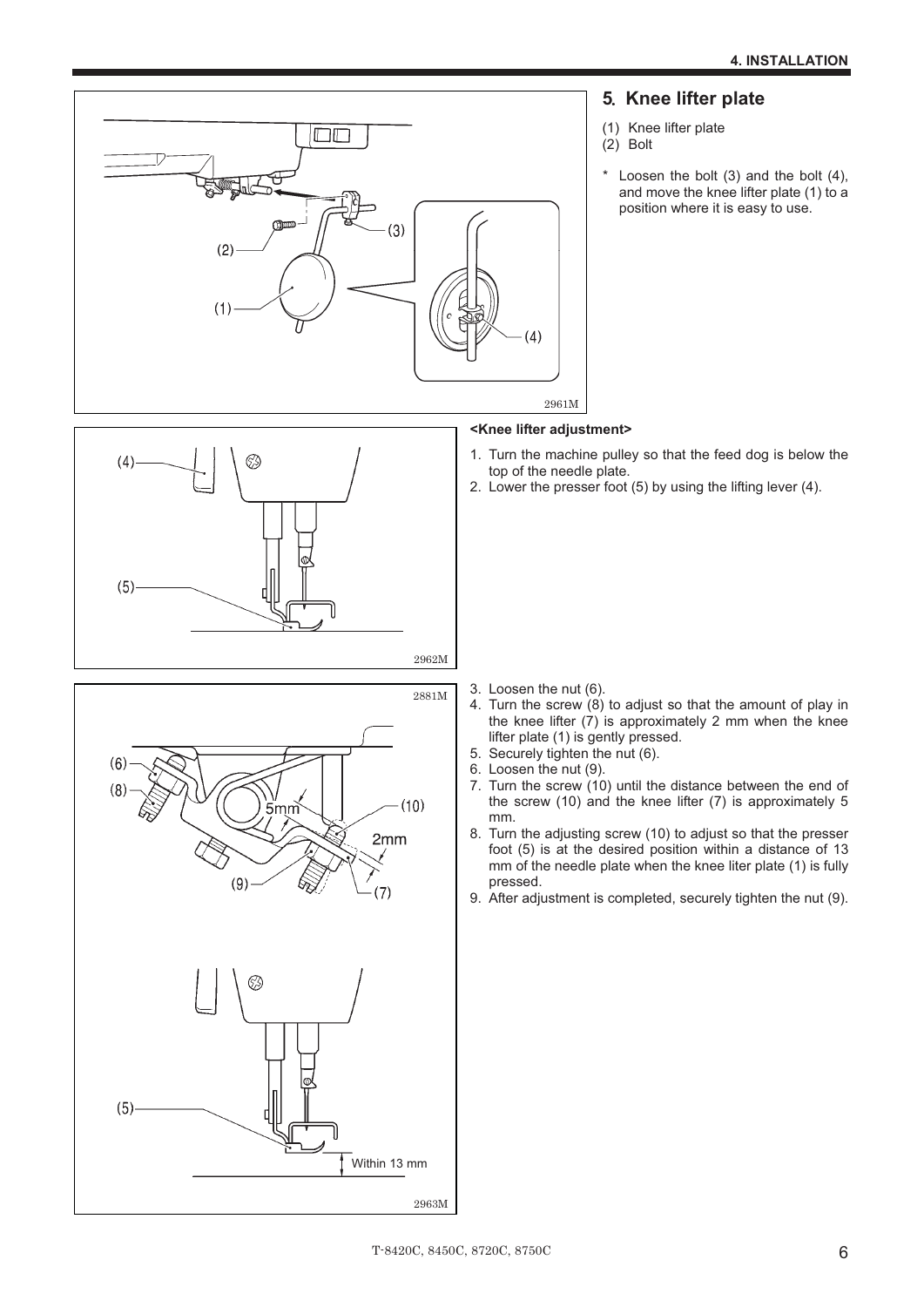## 5. Knee lifter plate

(1) Knee lifter plate
(2) Bolt

* Loosen the bolt (3) and the bolt (4), and move the knee lifter plate (1) to a position where it is easy to use.

**<Knee lifter adjustment>**

1. Turn the machine pulley so that the feed dog is below the top of the needle plate.
2. Lower the presser foot (5) by using the lifting lever (4).
3. Loosen the nut (6).
4. Turn the screw (8) to adjust so that the amount of play in the knee lifter (7) is approximately 2 mm when the knee lifter plate (1) is gently pressed.
5. Securely tighten the nut (6).
6. Loosen the nut (9).
7. Turn the screw (10) until the distance between the end of the screw (10) and the knee lifter (7) is approximately 5 mm.
8. Turn the adjusting screw (10) to adjust so that the presser foot (5) is at the desired position within a distance of 13 mm of the needle plate when the knee liter plate (1) is fully pressed.
9. After adjustment is completed, securely tighten the nut (9).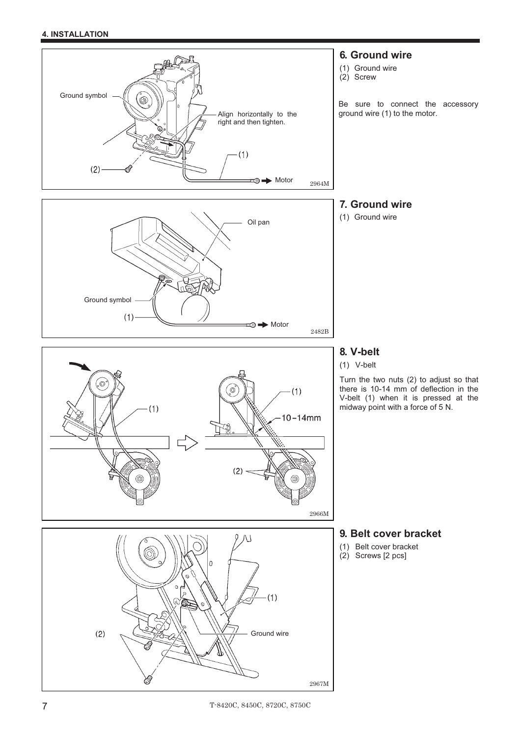## 6. Ground wire

(1) Ground wire
(2) Screw

Be sure to connect the accessory ground wire (1) to the motor.

Ground symbol

Align horizontally to the right and then tighten.

(1)

(2)

Motor

2964M

## 7. Ground wire

(1) Ground wire

Oil pan

Ground symbol

(1)

Motor

2482B

## 8. V-belt

(1) V-belt

Turn the two nuts (2) to adjust so that there is 10-14 mm of deflection in the V-belt (1) when it is pressed at the midway point with a force of 5 N.

(1)

(1)

10-14mm

(2)

2966M

## 9. Belt cover bracket

(1) Belt cover bracket
(2) Screws [2 pcs]

(1)

(2)

Ground wire

2967M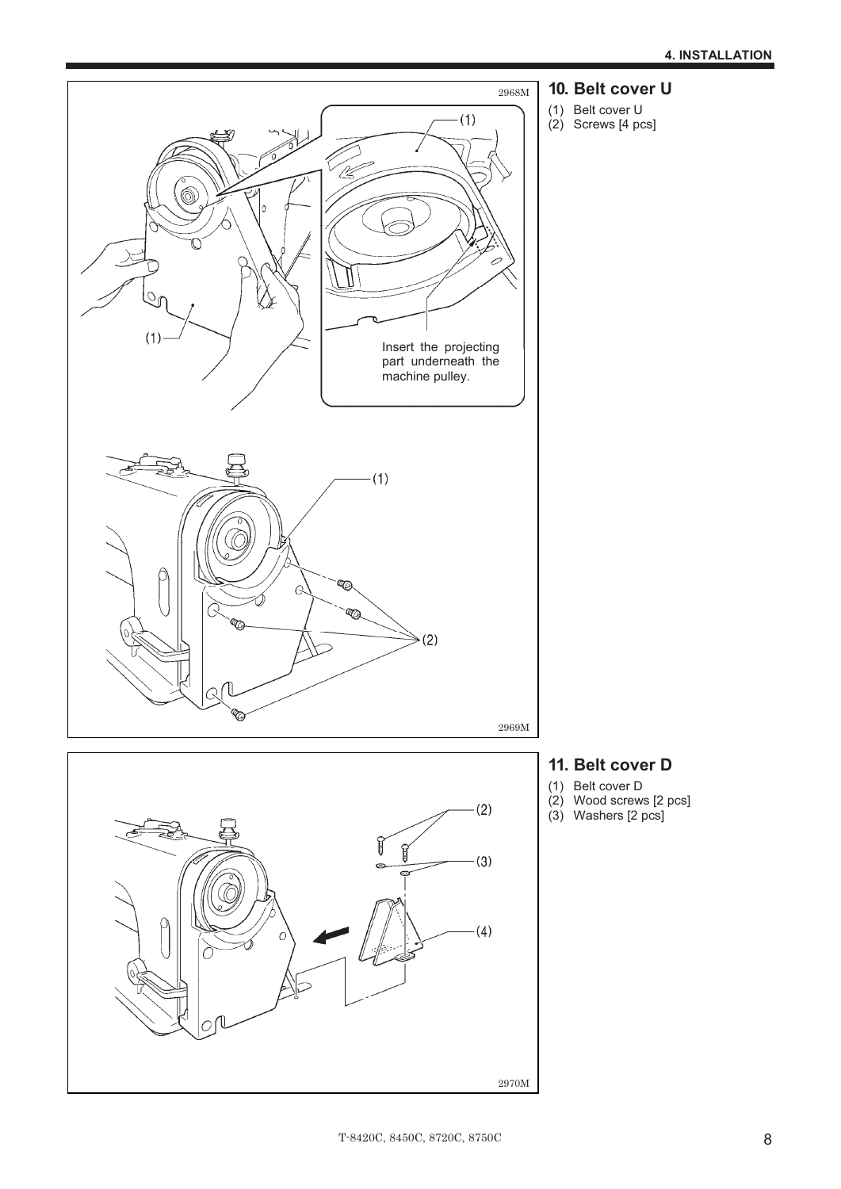## 10. Belt cover U

(1) Belt cover U
(2) Screws [4 pcs]

Insert the projecting part underneath the machine pulley.

## 11. Belt cover D

(1) Belt cover D
(2) Wood screws [2 pcs]
(3) Washers [2 pcs]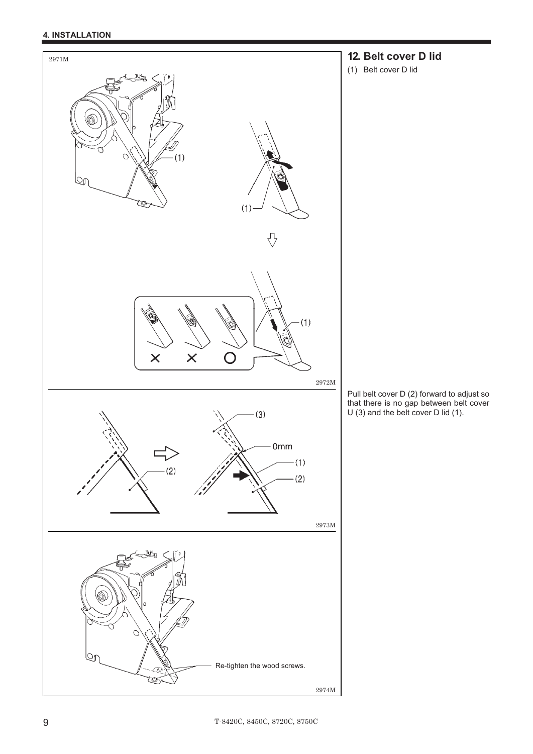## 12. Belt cover D lid

(1) Belt cover D lid

2971M

2972M

Pull belt cover D (2) forward to adjust so that there is no gap between belt cover U (3) and the belt cover D lid (1).

2973M

Re-tighten the wood screws.

2974M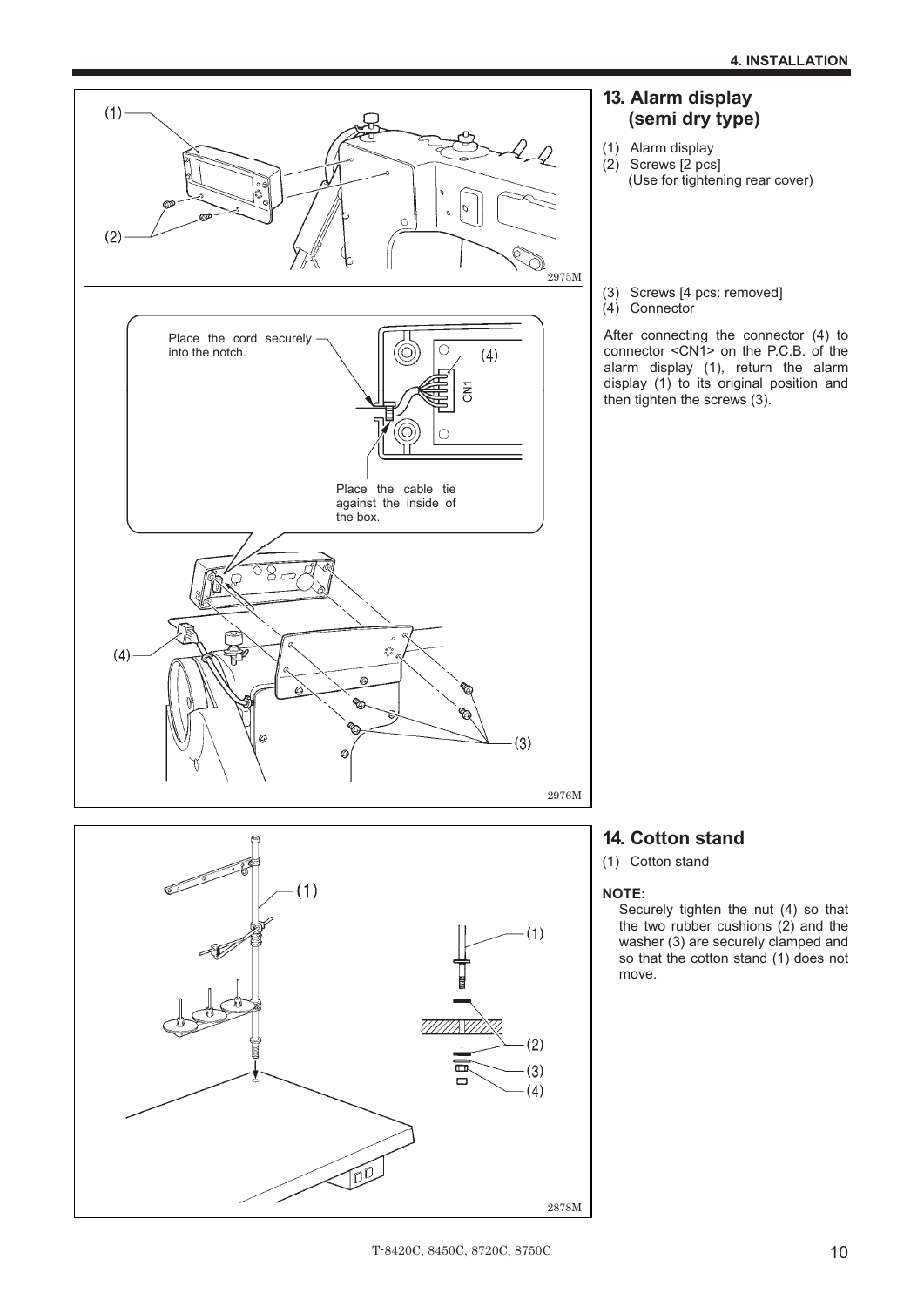## 13. Alarm display (semi dry type)

(1) Alarm display
(2) Screws [2 pcs]
(Use for tightening rear cover)

(3) Screws [4 pcs: removed]
(4) Connector

After connecting the connector (4) to connector <CN1> on the P.C.B. of the alarm display (1), return the alarm display (1) to its original position and then tighten the screws (3).

## 14. Cotton stand

(1) Cotton stand

**NOTE:**
Securely tighten the nut (4) so that the two rubber cushions (2) and the washer (3) are securely clamped and so that the cotton stand (1) does not move.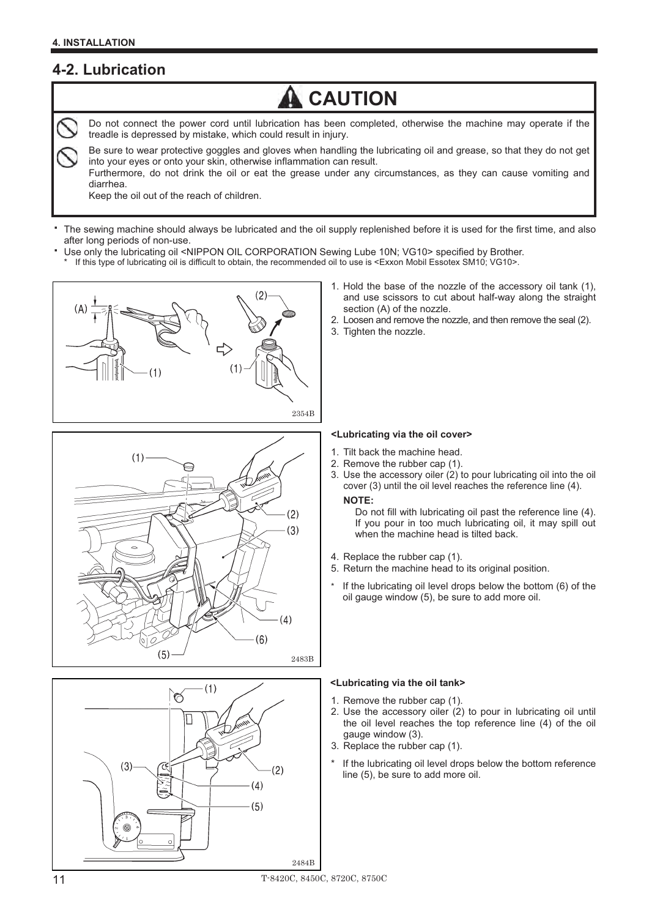## 4-2. Lubrication

**CAUTION**

Do not connect the power cord until lubrication has been completed, otherwise the machine may operate if the treadle is depressed by mistake, which could result in injury.

Be sure to wear protective goggles and gloves when handling the lubricating oil and grease, so that they do not get into your eyes or onto your skin, otherwise inflammation can result.
Furthermore, do not drink the oil or eat the grease under any circumstances, as they can cause vomiting and diarrhea.
Keep the oil out of the reach of children.

- The sewing machine should always be lubricated and the oil supply replenished before it is used for the first time, and also after long periods of non-use.
- Use only the lubricating oil <NIPPON OIL CORPORATION Sewing Lube 10N; VG10> specified by Brother.
  - * If this type of lubricating oil is difficult to obtain, the recommended oil to use is <Exxon Mobil Essotex SM10; VG10>.

1. Hold the base of the nozzle of the accessory oil tank (1), and use scissors to cut about half-way along the straight section (A) of the nozzle.
2. Loosen and remove the nozzle, and then remove the seal (2).
3. Tighten the nozzle.

**<Lubricating via the oil cover>**

1. Tilt back the machine head.
2. Remove the rubber cap (1).
3. Use the accessory oiler (2) to pour lubricating oil into the oil cover (3) until the oil level reaches the reference line (4).

   **NOTE:**
   Do not fill with lubricating oil past the reference line (4). If you pour in too much lubricating oil, it may spill out when the machine head is tilted back.

4. Replace the rubber cap (1).
5. Return the machine head to its original position.

\* If the lubricating oil level drops below the bottom (6) of the oil gauge window (5), be sure to add more oil.

**<Lubricating via the oil tank>**

1. Remove the rubber cap (1).
2. Use the accessory oiler (2) to pour in lubricating oil until the oil level reaches the top reference line (4) of the oil gauge window (3).
3. Replace the rubber cap (1).

\* If the lubricating oil level drops below the bottom reference line (5), be sure to add more oil.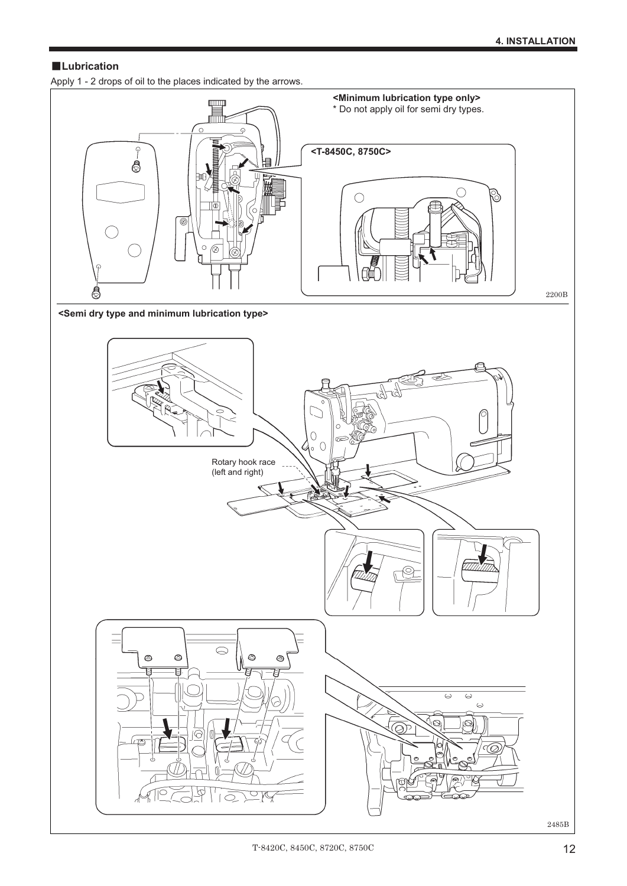## ■Lubrication

Apply 1 - 2 drops of oil to the places indicated by the arrows.

**<Minimum lubrication type only>**

* Do not apply oil for semi dry types.

**<T-8450C, 8750C>**

2200B

**<Semi dry type and minimum lubrication type>**

Rotary hook race (left and right)

2485B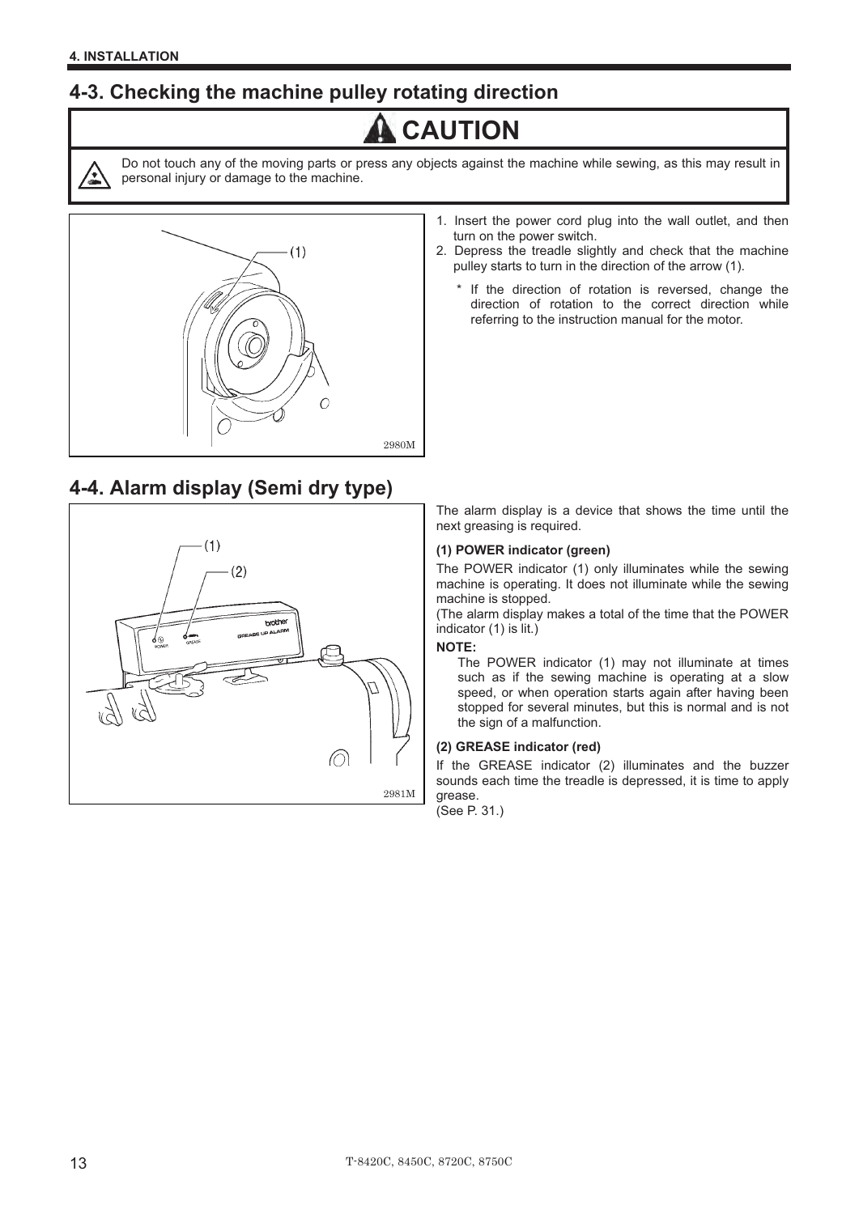## 4-3. Checking the machine pulley rotating direction

**CAUTION**

Do not touch any of the moving parts or press any objects against the machine while sewing, as this may result in personal injury or damage to the machine.

2980M

1. Insert the power cord plug into the wall outlet, and then turn on the power switch.
2. Depress the treadle slightly and check that the machine pulley starts to turn in the direction of the arrow (1).

   * If the direction of rotation is reversed, change the direction of rotation to the correct direction while referring to the instruction manual for the motor.

## 4-4. Alarm display (Semi dry type)

2981M

The alarm display is a device that shows the time until the next greasing is required.

**(1) POWER indicator (green)**

The POWER indicator (1) only illuminates while the sewing machine is operating. It does not illuminate while the sewing machine is stopped.
(The alarm display makes a total of the time that the POWER indicator (1) is lit.)

**NOTE:**

The POWER indicator (1) may not illuminate at times such as if the sewing machine is operating at a slow speed, or when operation starts again after having been stopped for several minutes, but this is normal and is not the sign of a malfunction.

**(2) GREASE indicator (red)**

If the GREASE indicator (2) illuminates and the buzzer sounds each time the treadle is depressed, it is time to apply grease.
(See P. 31.)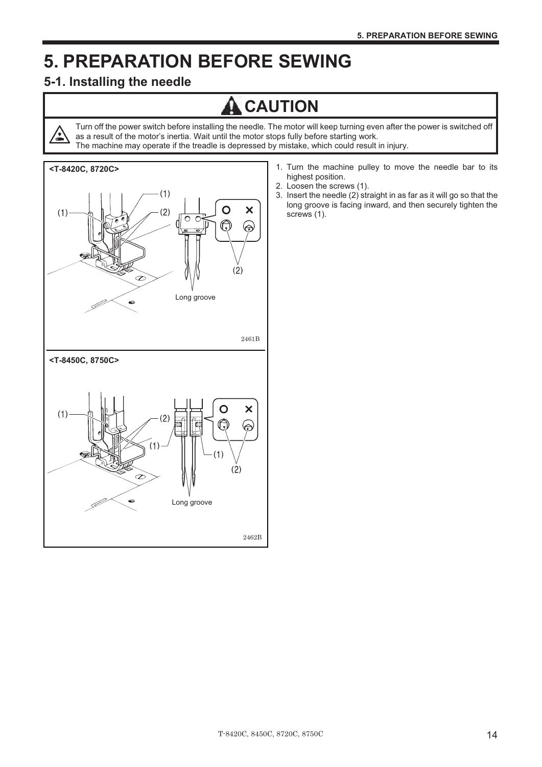# 5. PREPARATION BEFORE SEWING

## 5-1. Installing the needle

### CAUTION

Turn off the power switch before installing the needle. The motor will keep turning even after the power is switched off as a result of the motor's inertia. Wait until the motor stops fully before starting work.
The machine may operate if the treadle is depressed by mistake, which could result in injury.

**<T-8420C, 8720C>**

(1) (2) Long groove

2461B

**<T-8450C, 8750C>**

(1) (2) Long groove

2462B

1. Turn the machine pulley to move the needle bar to its highest position.
2. Loosen the screws (1).
3. Insert the needle (2) straight in as far as it will go so that the long groove is facing inward, and then securely tighten the screws (1).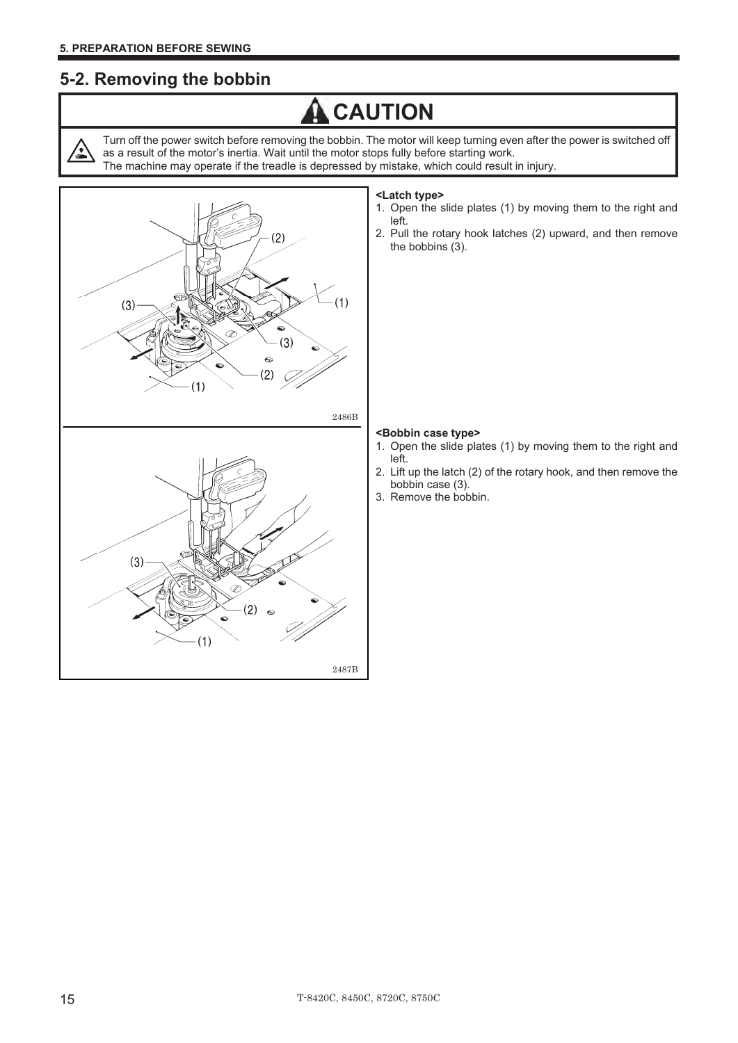## 5-2. Removing the bobbin

**CAUTION**

Turn off the power switch before removing the bobbin. The motor will keep turning even after the power is switched off as a result of the motor's inertia. Wait until the motor stops fully before starting work.
The machine may operate if the treadle is depressed by mistake, which could result in injury.

**<Latch type>**

1. Open the slide plates (1) by moving them to the right and left.
2. Pull the rotary hook latches (2) upward, and then remove the bobbins (3).

2486B

**<Bobbin case type>**

1. Open the slide plates (1) by moving them to the right and left.
2. Lift up the latch (2) of the rotary hook, and then remove the bobbin case (3).
3. Remove the bobbin.

2487B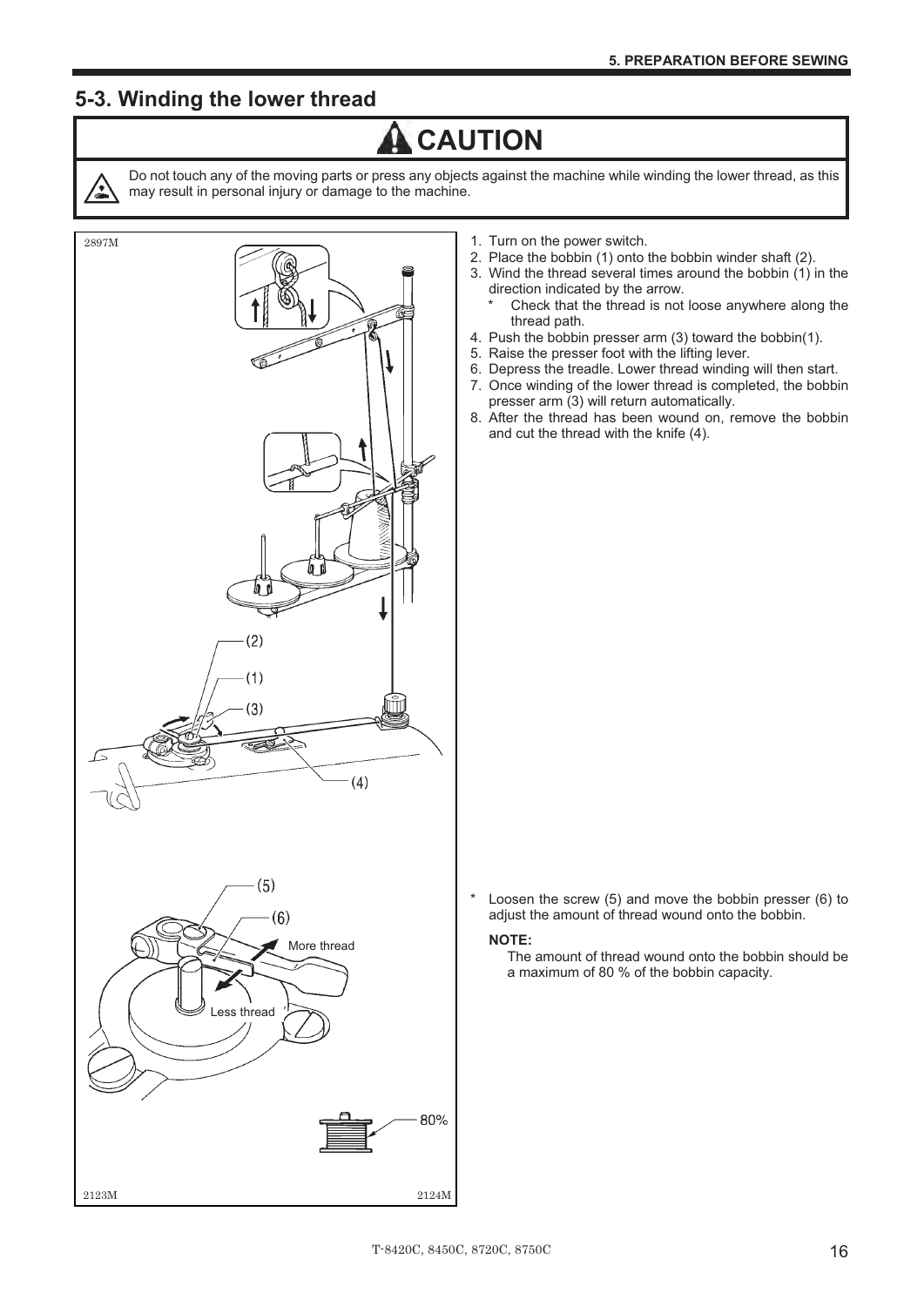## 5-3. Winding the lower thread

> **⚠ CAUTION**
>
> Do not touch any of the moving parts or press any objects against the machine while winding the lower thread, as this may result in personal injury or damage to the machine.

1. Turn on the power switch.
2. Place the bobbin (1) onto the bobbin winder shaft (2).
3. Wind the thread several times around the bobbin (1) in the direction indicated by the arrow.
   * Check that the thread is not loose anywhere along the thread path.
4. Push the bobbin presser arm (3) toward the bobbin(1).
5. Raise the presser foot with the lifting lever.
6. Depress the treadle. Lower thread winding will then start.
7. Once winding of the lower thread is completed, the bobbin presser arm (3) will return automatically.
8. After the thread has been wound on, remove the bobbin and cut the thread with the knife (4).

\* Loosen the screw (5) and move the bobbin presser (6) to adjust the amount of thread wound onto the bobbin.

**NOTE:**
The amount of thread wound onto the bobbin should be a maximum of 80 % of the bobbin capacity.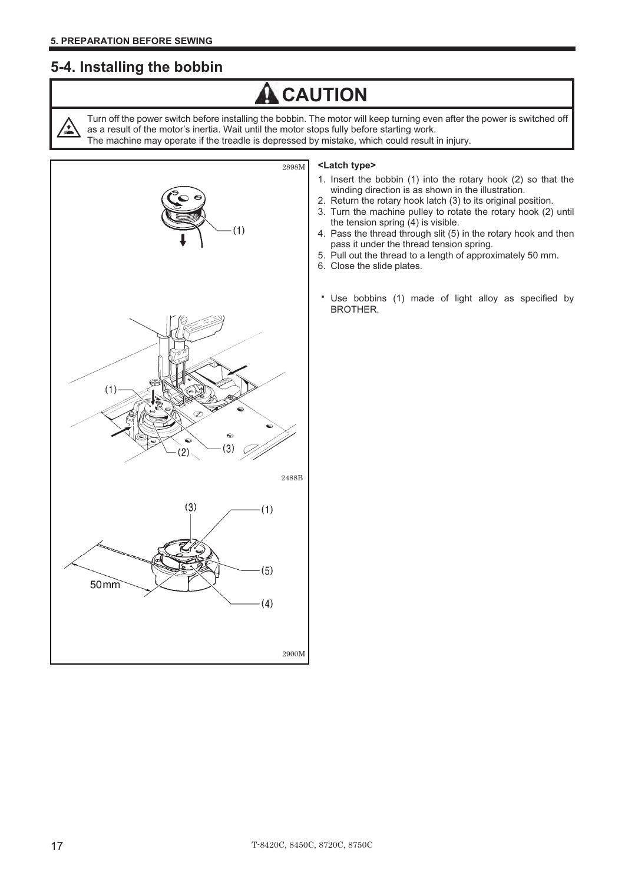## 5-4. Installing the bobbin

# CAUTION

Turn off the power switch before installing the bobbin. The motor will keep turning even after the power is switched off as a result of the motor's inertia. Wait until the motor stops fully before starting work.
The machine may operate if the treadle is depressed by mistake, which could result in injury.

**<Latch type>**

1. Insert the bobbin (1) into the rotary hook (2) so that the winding direction is as shown in the illustration.
2. Return the rotary hook latch (3) to its original position.
3. Turn the machine pulley to rotate the rotary hook (2) until the tension spring (4) is visible.
4. Pass the thread through slit (5) in the rotary hook and then pass it under the thread tension spring.
5. Pull out the thread to a length of approximately 50 mm.
6. Close the slide plates.

* Use bobbins (1) made of light alloy as specified by BROTHER.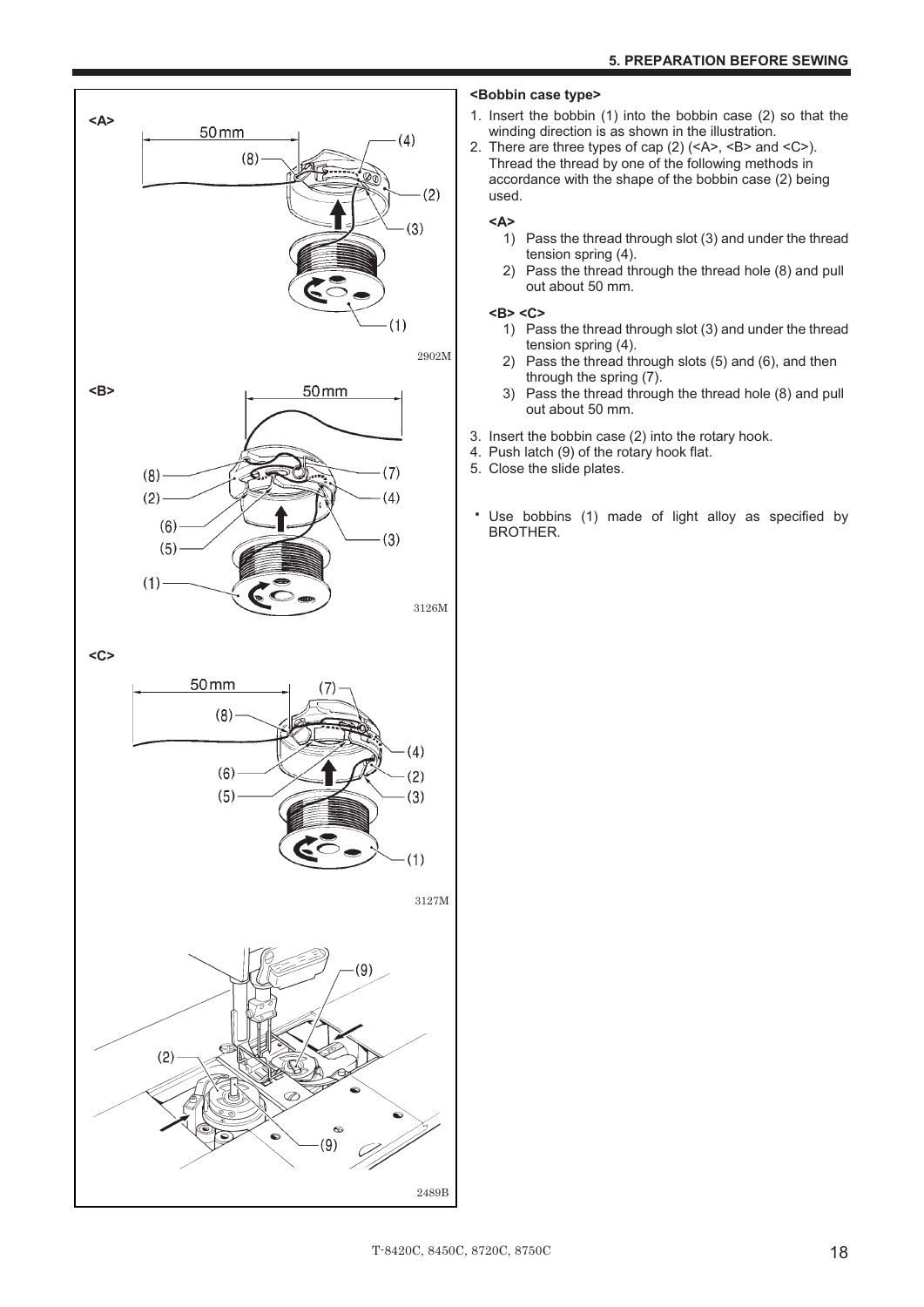**<Bobbin case type>**

1. Insert the bobbin (1) into the bobbin case (2) so that the winding direction is as shown in the illustration.
2. There are three types of cap (2) (<A>, <B> and <C>). Thread the thread by one of the following methods in accordance with the shape of the bobbin case (2) being used.

   **<A>**

   1) Pass the thread through slot (3) and under the thread tension spring (4).
   2) Pass the thread through the thread hole (8) and pull out about 50 mm.

   **<B> <C>**

   1) Pass the thread through slot (3) and under the thread tension spring (4).
   2) Pass the thread through slots (5) and (6), and then through the spring (7).
   3) Pass the thread through the thread hole (8) and pull out about 50 mm.

3. Insert the bobbin case (2) into the rotary hook.
4. Push latch (9) of the rotary hook flat.
5. Close the slide plates.

* Use bobbins (1) made of light alloy as specified by BROTHER.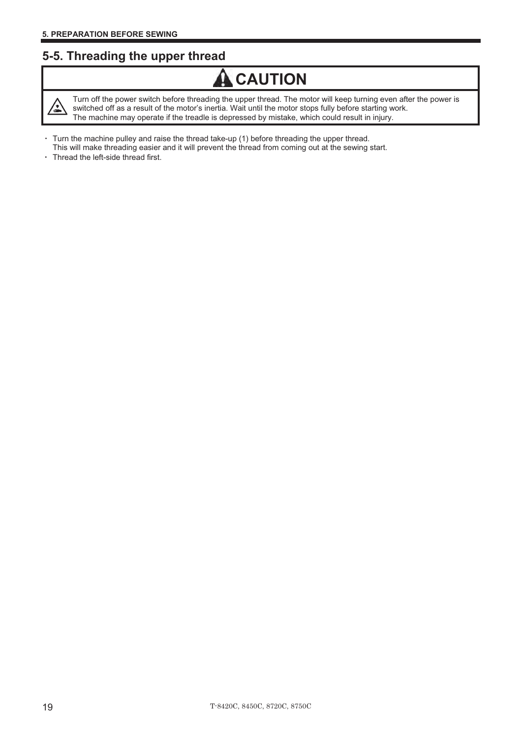## 5-5. Threading the upper thread

**CAUTION**

Turn off the power switch before threading the upper thread. The motor will keep turning even after the power is switched off as a result of the motor's inertia. Wait until the motor stops fully before starting work.
The machine may operate if the treadle is depressed by mistake, which could result in injury.

- Turn the machine pulley and raise the thread take-up (1) before threading the upper thread.
  This will make threading easier and it will prevent the thread from coming out at the sewing start.
- Thread the left-side thread first.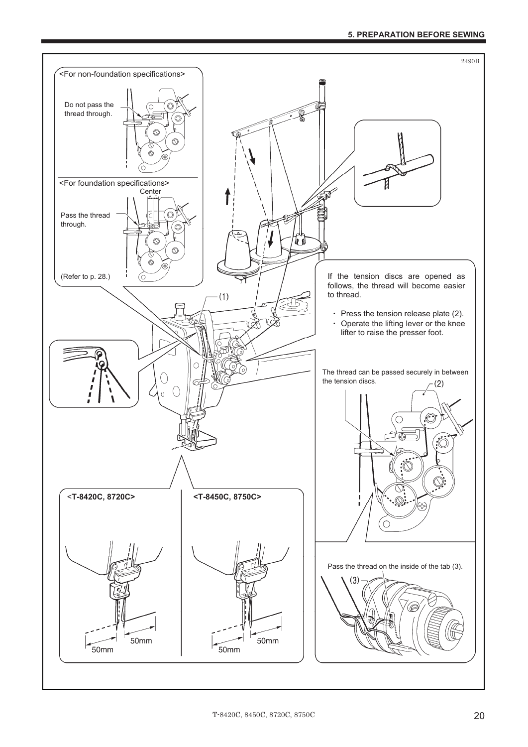2490B

<For non-foundation specifications>

Do not pass the thread through.

<For foundation specifications>

Center

Pass the thread through.

(Refer to p. 28.)

(1)

If the tension discs are opened as follows, the thread will become easier to thread.

- Press the tension release plate (2).
- Operate the lifting lever or the knee lifter to raise the presser foot.

The thread can be passed securely in between the tension discs.

(2)

<T-8420C, 8720C>

50mm

50mm

<T-8450C, 8750C>

50mm

50mm

Pass the thread on the inside of the tab (3).

(3)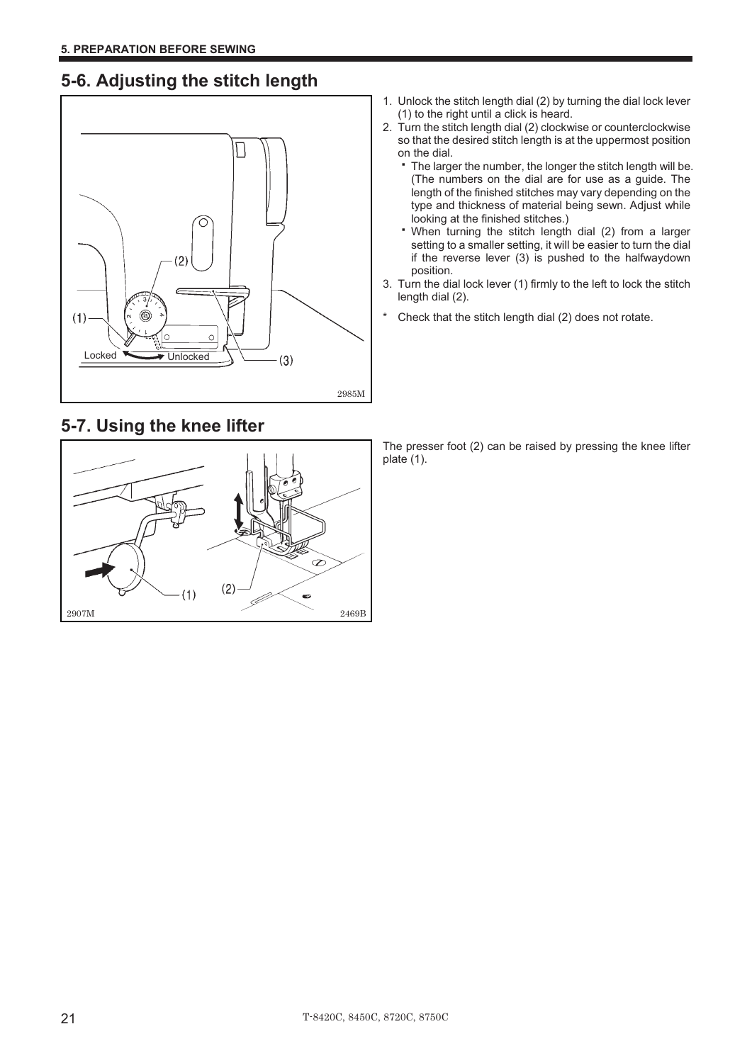## 5-6. Adjusting the stitch length

1. Unlock the stitch length dial (2) by turning the dial lock lever (1) to the right until a click is heard.
2. Turn the stitch length dial (2) clockwise or counterclockwise so that the desired stitch length is at the uppermost position on the dial.
   - The larger the number, the longer the stitch length will be. (The numbers on the dial are for use as a guide. The length of the finished stitches may vary depending on the type and thickness of material being sewn. Adjust while looking at the finished stitches.)
   - When turning the stitch length dial (2) from a larger setting to a smaller setting, it will be easier to turn the dial if the reverse lever (3) is pushed to the halfwaydown position.
3. Turn the dial lock lever (1) firmly to the left to lock the stitch length dial (2).

\* Check that the stitch length dial (2) does not rotate.

## 5-7. Using the knee lifter

The presser foot (2) can be raised by pressing the knee lifter plate (1).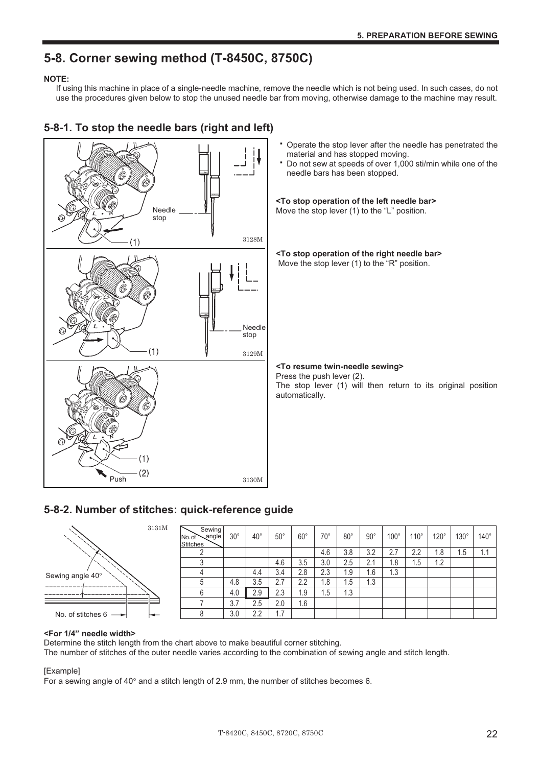# 5-8. Corner sewing method (T-8450C, 8750C)

**NOTE:**

If using this machine in place of a single-needle machine, remove the needle which is not being used. In such cases, do not use the procedures given below to stop the unused needle bar from moving, otherwise damage to the machine may result.

## 5-8-1. To stop the needle bars (right and left)

- Operate the stop lever after the needle has penetrated the material and has stopped moving.
- Do not sew at speeds of over 1,000 sti/min while one of the needle bars has been stopped.

**<To stop operation of the left needle bar>**

Move the stop lever (1) to the "L" position.

**<To stop operation of the right needle bar>**

Move the stop lever (1) to the "R" position.

**<To resume twin-needle sewing>**

Press the push lever (2).

The stop lever (1) will then return to its original position automatically.

## 5-8-2. Number of stitches: quick-reference guide

| No. of Stitches \ Sewing angle | 30° | 40° | 50° | 60° | 70° | 80° | 90° | 100° | 110° | 120° | 130° | 140° |
|---|---|---|---|---|---|---|---|---|---|---|---|---|
| 2 | | | | | 4.6 | 3.8 | 3.2 | 2.7 | 2.2 | 1.8 | 1.5 | 1.1 |
| 3 | | | 4.6 | 3.5 | 3.0 | 2.5 | 2.1 | 1.8 | 1.5 | 1.2 | | |
| 4 | | 4.4 | 3.4 | 2.8 | 2.3 | 1.9 | 1.6 | 1.3 | | | | |
| 5 | 4.8 | 3.5 | 2.7 | 2.2 | 1.8 | 1.5 | 1.3 | | | | | |
| 6 | 4.0 | 2.9 | 2.3 | 1.9 | 1.5 | 1.3 | | | | | | |
| 7 | 3.7 | 2.5 | 2.0 | 1.6 | | | | | | | | |
| 8 | 3.0 | 2.2 | 1.7 | | | | | | | | | |

**<For 1/4" needle width>**

Determine the stitch length from the chart above to make beautiful corner stitching.

The number of stitches of the outer needle varies according to the combination of sewing angle and stitch length.

[Example]

For a sewing angle of 40° and a stitch length of 2.9 mm, the number of stitches becomes 6.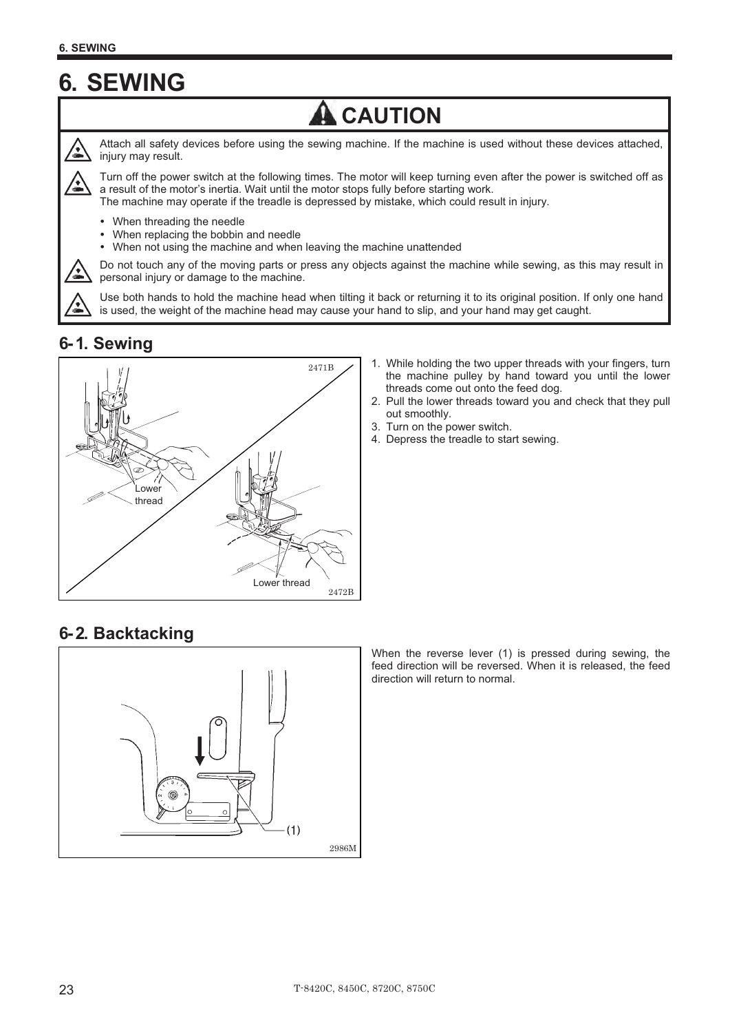# 6. SEWING

## ⚠ CAUTION

Attach all safety devices before using the sewing machine. If the machine is used without these devices attached, injury may result.

Turn off the power switch at the following times. The motor will keep turning even after the power is switched off as a result of the motor's inertia. Wait until the motor stops fully before starting work.
The machine may operate if the treadle is depressed by mistake, which could result in injury.

- When threading the needle
- When replacing the bobbin and needle
- When not using the machine and when leaving the machine unattended

Do not touch any of the moving parts or press any objects against the machine while sewing, as this may result in personal injury or damage to the machine.

Use both hands to hold the machine head when tilting it back or returning it to its original position. If only one hand is used, the weight of the machine head may cause your hand to slip, and your hand may get caught.

## 6-1. Sewing

1. While holding the two upper threads with your fingers, turn the machine pulley by hand toward you until the lower threads come out onto the feed dog.
2. Pull the lower threads toward you and check that they pull out smoothly.
3. Turn on the power switch.
4. Depress the treadle to start sewing.

## 6-2. Backtacking

When the reverse lever (1) is pressed during sewing, the feed direction will be reversed. When it is released, the feed direction will return to normal.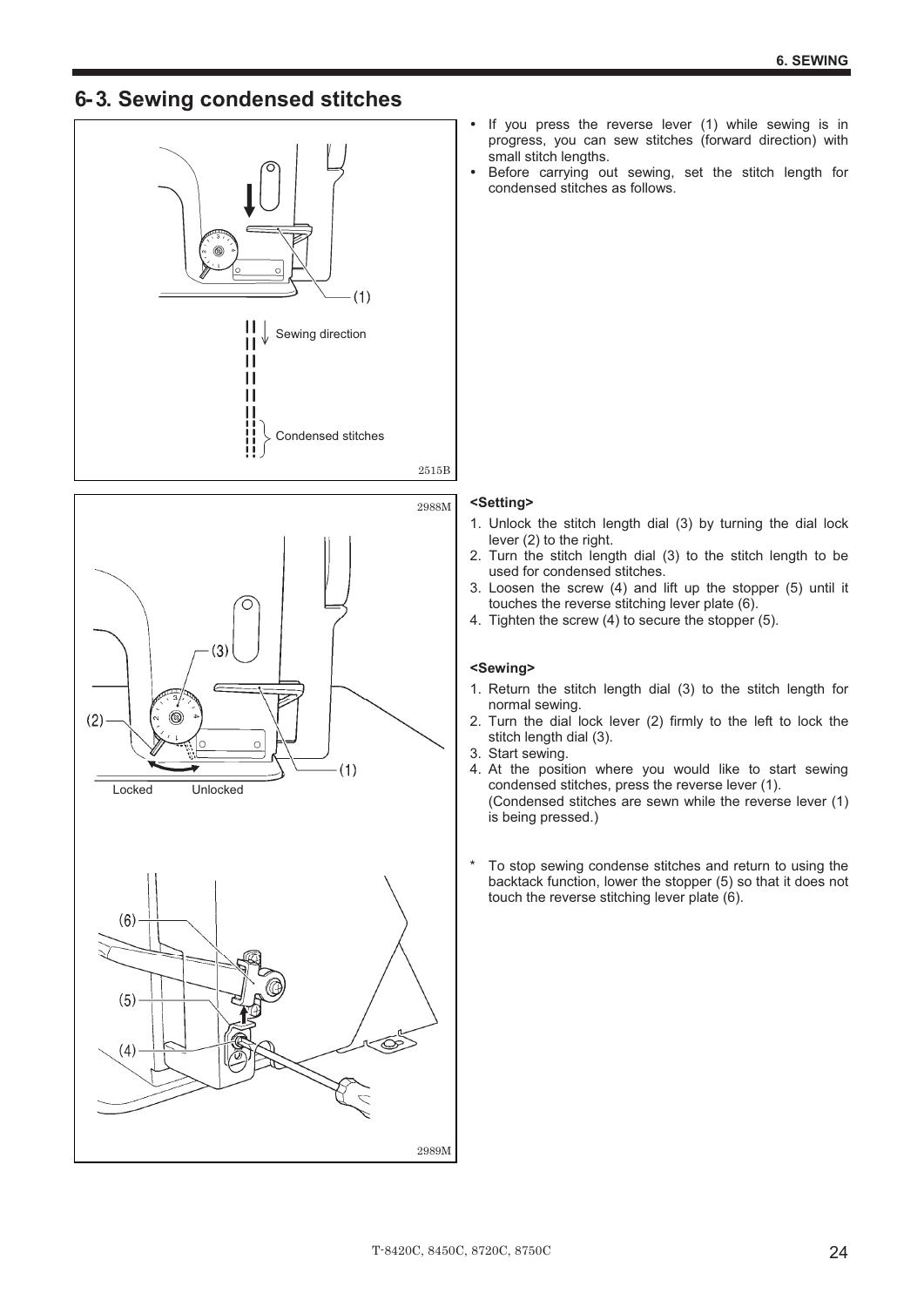## 6-3. Sewing condensed stitches

- If you press the reverse lever (1) while sewing is in progress, you can sew stitches (forward direction) with small stitch lengths.
- Before carrying out sewing, set the stitch length for condensed stitches as follows.

**<Setting>**

1. Unlock the stitch length dial (3) by turning the dial lock lever (2) to the right.
2. Turn the stitch length dial (3) to the stitch length to be used for condensed stitches.
3. Loosen the screw (4) and lift up the stopper (5) until it touches the reverse stitching lever plate (6).
4. Tighten the screw (4) to secure the stopper (5).

**<Sewing>**

1. Return the stitch length dial (3) to the stitch length for normal sewing.
2. Turn the dial lock lever (2) firmly to the left to lock the stitch length dial (3).
3. Start sewing.
4. At the position where you would like to start sewing condensed stitches, press the reverse lever (1).
   (Condensed stitches are sewn while the reverse lever (1) is being pressed.)

\* To stop sewing condense stitches and return to using the backtack function, lower the stopper (5) so that it does not touch the reverse stitching lever plate (6).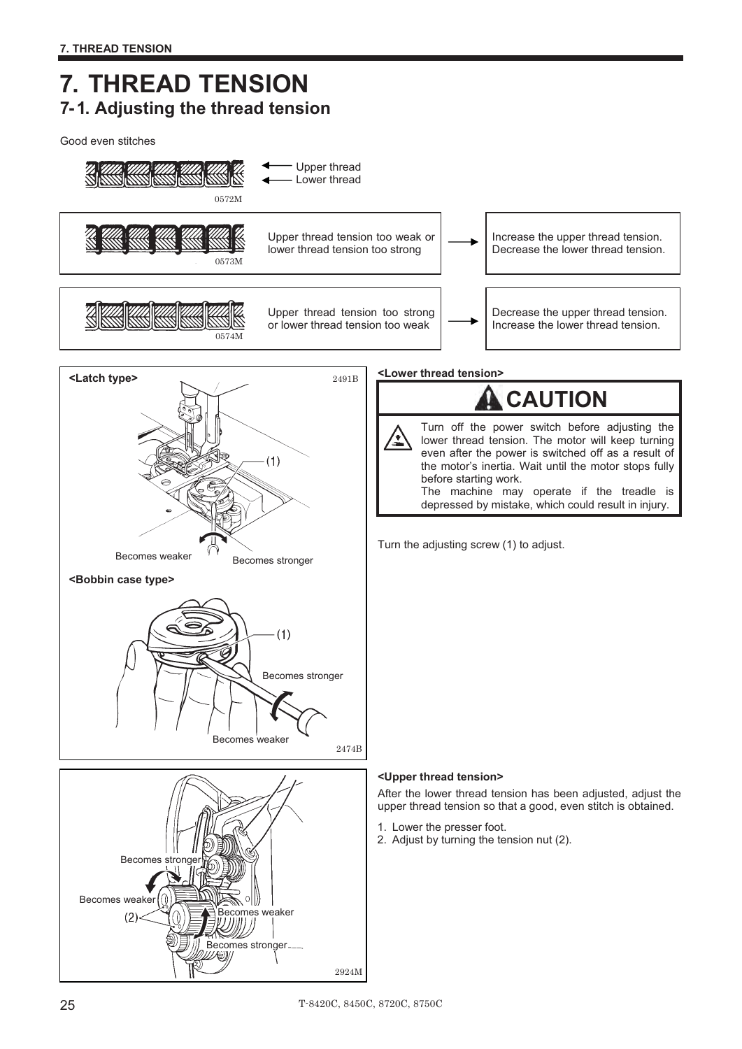# 7. THREAD TENSION

## 7-1. Adjusting the thread tension

Good even stitches

Upper thread
Lower thread

0572M

| | | |
|---|---|---|
| 0573M | Upper thread tension too weak or lower thread tension too strong | Increase the upper thread tension. Decrease the lower thread tension. |
| 0574M | Upper thread tension too strong or lower thread tension too weak | Decrease the upper thread tension. Increase the lower thread tension. |

**<Latch type>**

2491B

(1)

Becomes weaker
Becomes stronger

**<Bobbin case type>**

(1)

Becomes stronger

Becomes weaker

2474B

**<Lower thread tension>**

**CAUTION**

Turn off the power switch before adjusting the lower thread tension. The motor will keep turning even after the power is switched off as a result of the motor's inertia. Wait until the motor stops fully before starting work.
The machine may operate if the treadle is depressed by mistake, which could result in injury.

Turn the adjusting screw (1) to adjust.

Becomes stronger
Becomes weaker
(2)
Becomes weaker
Becomes stronger

2924M

**<Upper thread tension>**

After the lower thread tension has been adjusted, adjust the upper thread tension so that a good, even stitch is obtained.

1. Lower the presser foot.
2. Adjust by turning the tension nut (2).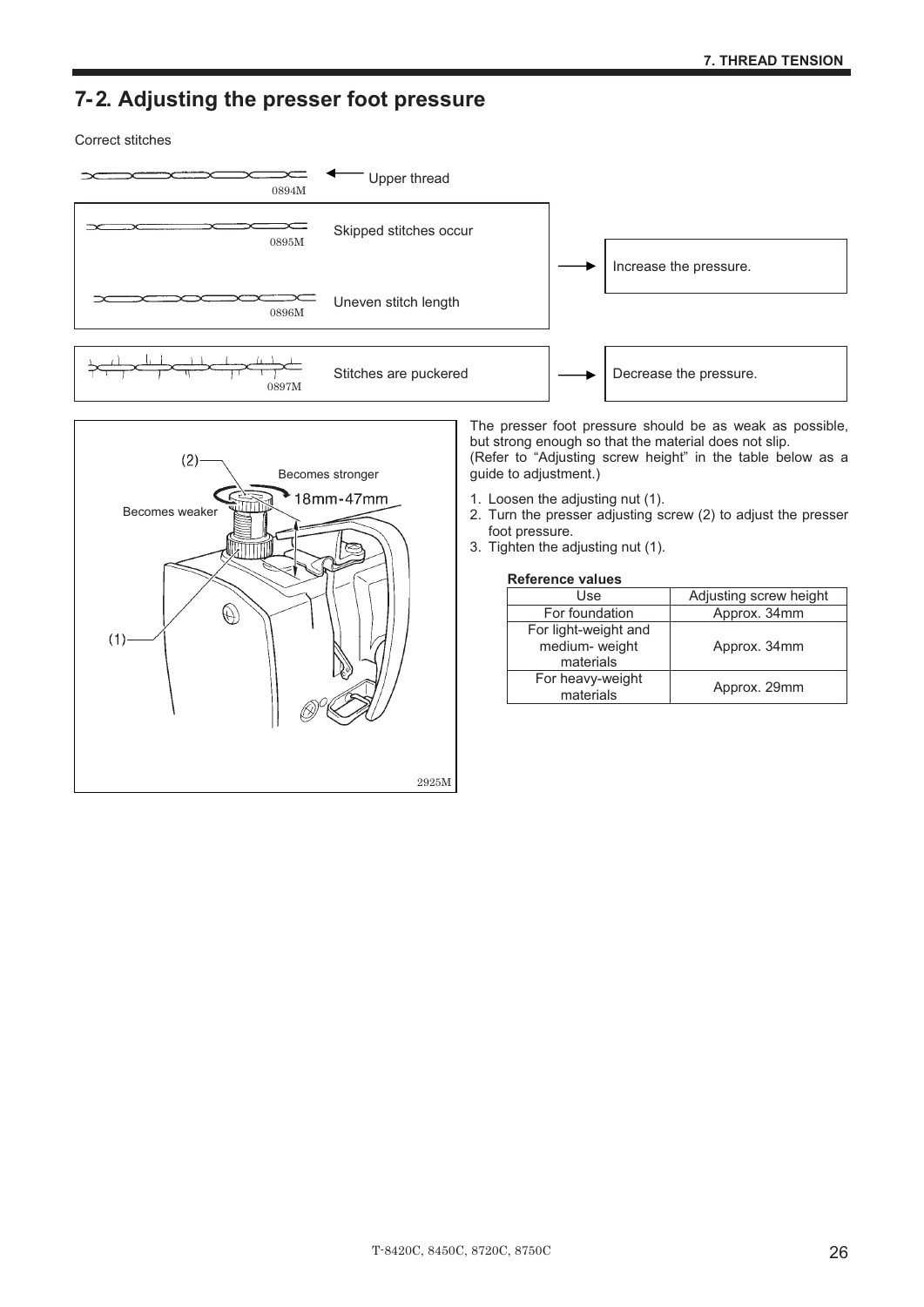## 7-2. Adjusting the presser foot pressure

Correct stitches

Upper thread

| Condition | Remedy |
| --- | --- |
| Skipped stitches occur | Increase the pressure. |
| Uneven stitch length | Increase the pressure. |
| Stitches are puckered | Decrease the pressure. |

(2)

Becomes stronger

Becomes weaker

18mm-47mm

(1)

The presser foot pressure should be as weak as possible, but strong enough so that the material does not slip.
(Refer to "Adjusting screw height" in the table below as a guide to adjustment.)

1. Loosen the adjusting nut (1).
2. Turn the presser adjusting screw (2) to adjust the presser foot pressure.
3. Tighten the adjusting nut (1).

**Reference values**

| Use | Adjusting screw height |
| --- | --- |
| For foundation | Approx. 34mm |
| For light-weight and medium- weight materials | Approx. 34mm |
| For heavy-weight materials | Approx. 29mm |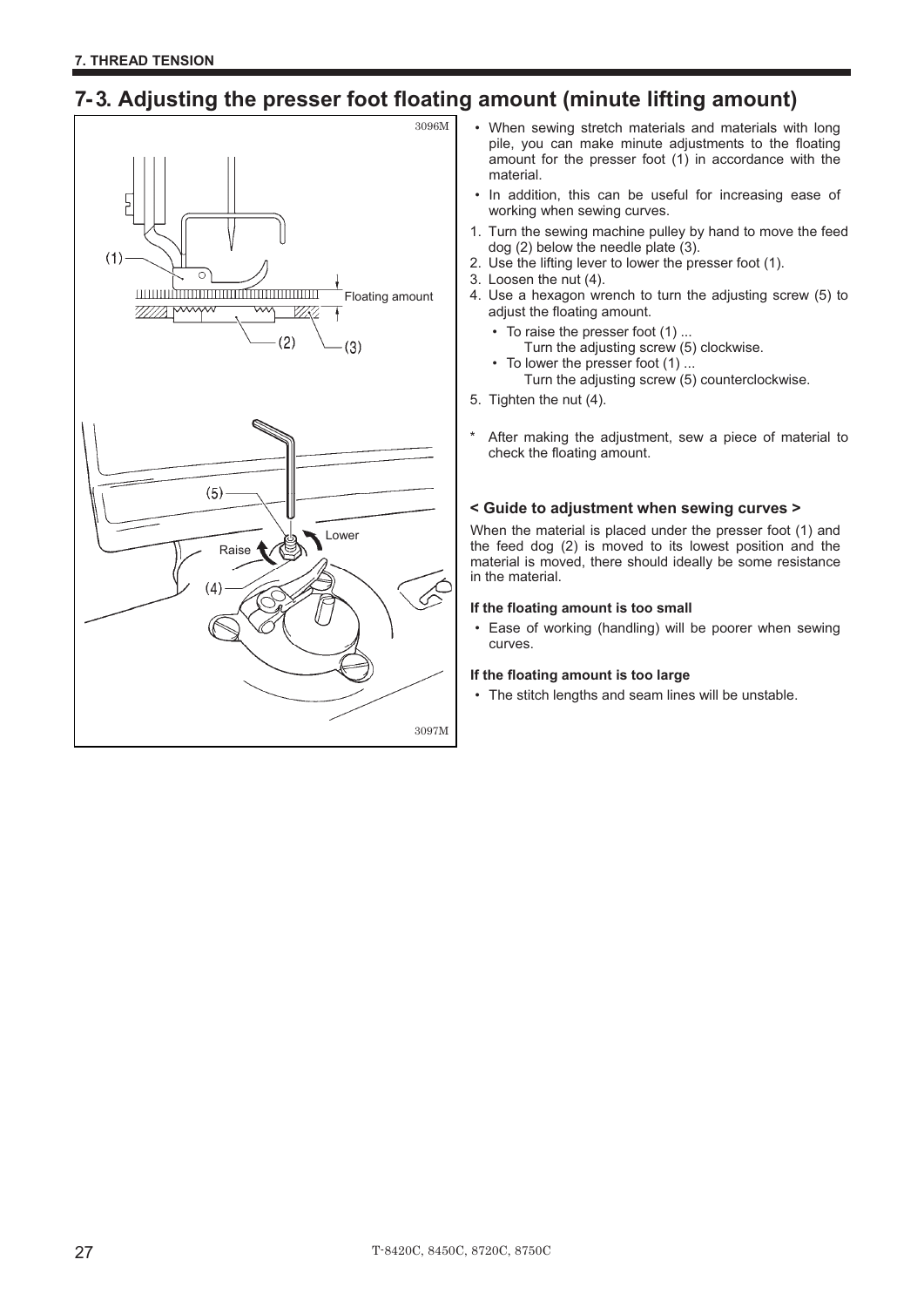## 7-3. Adjusting the presser foot floating amount (minute lifting amount)

- When sewing stretch materials and materials with long pile, you can make minute adjustments to the floating amount for the presser foot (1) in accordance with the material.
- In addition, this can be useful for increasing ease of working when sewing curves.

1. Turn the sewing machine pulley by hand to move the feed dog (2) below the needle plate (3).
2. Use the lifting lever to lower the presser foot (1).
3. Loosen the nut (4).
4. Use a hexagon wrench to turn the adjusting screw (5) to adjust the floating amount.
   - To raise the presser foot (1) ...
     Turn the adjusting screw (5) clockwise.
   - To lower the presser foot (1) ...
     Turn the adjusting screw (5) counterclockwise.
5. Tighten the nut (4).

\* After making the adjustment, sew a piece of material to check the floating amount.

**< Guide to adjustment when sewing curves >**

When the material is placed under the presser foot (1) and the feed dog (2) is moved to its lowest position and the material is moved, there should ideally be some resistance in the material.

**If the floating amount is too small**

- Ease of working (handling) will be poorer when sewing curves.

**If the floating amount is too large**

- The stitch lengths and seam lines will be unstable.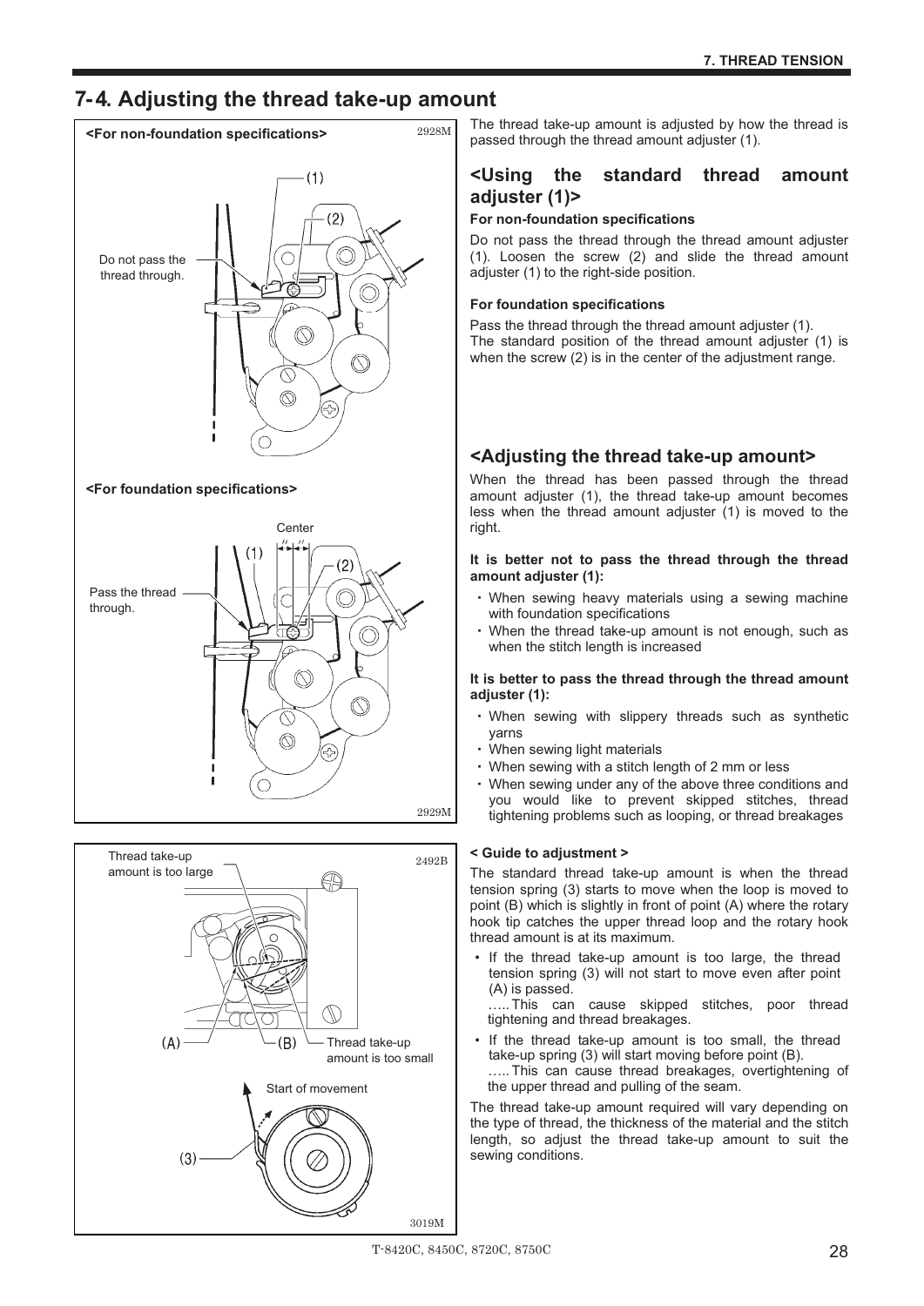## 7-4. Adjusting the thread take-up amount

<For non-foundation specifications>

Do not pass the thread through.

<For foundation specifications>

Center

Pass the thread through.

Thread take-up amount is too large

(A) (B) Thread take-up amount is too small

Start of movement

(3)

The thread take-up amount is adjusted by how the thread is passed through the thread amount adjuster (1).

### <Using the standard thread amount adjuster (1)>

**For non-foundation specifications**

Do not pass the thread through the thread amount adjuster (1). Loosen the screw (2) and slide the thread amount adjuster (1) to the right-side position.

**For foundation specifications**

Pass the thread through the thread amount adjuster (1).
The standard position of the thread amount adjuster (1) is when the screw (2) is in the center of the adjustment range.

### <Adjusting the thread take-up amount>

When the thread has been passed through the thread amount adjuster (1), the thread take-up amount becomes less when the thread amount adjuster (1) is moved to the right.

**It is better not to pass the thread through the thread amount adjuster (1):**

- When sewing heavy materials using a sewing machine with foundation specifications
- When the thread take-up amount is not enough, such as when the stitch length is increased

**It is better to pass the thread through the thread amount adjuster (1):**

- When sewing with slippery threads such as synthetic yarns
- When sewing light materials
- When sewing with a stitch length of 2 mm or less
- When sewing under any of the above three conditions and you would like to prevent skipped stitches, thread tightening problems such as looping, or thread breakages

**< Guide to adjustment >**

The standard thread take-up amount is when the thread tension spring (3) starts to move when the loop is moved to point (B) which is slightly in front of point (A) where the rotary hook tip catches the upper thread loop and the rotary hook thread amount is at its maximum.

- If the thread take-up amount is too large, the thread tension spring (3) will not start to move even after point (A) is passed.
  ….. This can cause skipped stitches, poor thread tightening and thread breakages.
- If the thread take-up amount is too small, the thread take-up spring (3) will start moving before point (B).
  ….. This can cause thread breakages, overtightening of the upper thread and pulling of the seam.

The thread take-up amount required will vary depending on the type of thread, the thickness of the material and the stitch length, so adjust the thread take-up amount to suit the sewing conditions.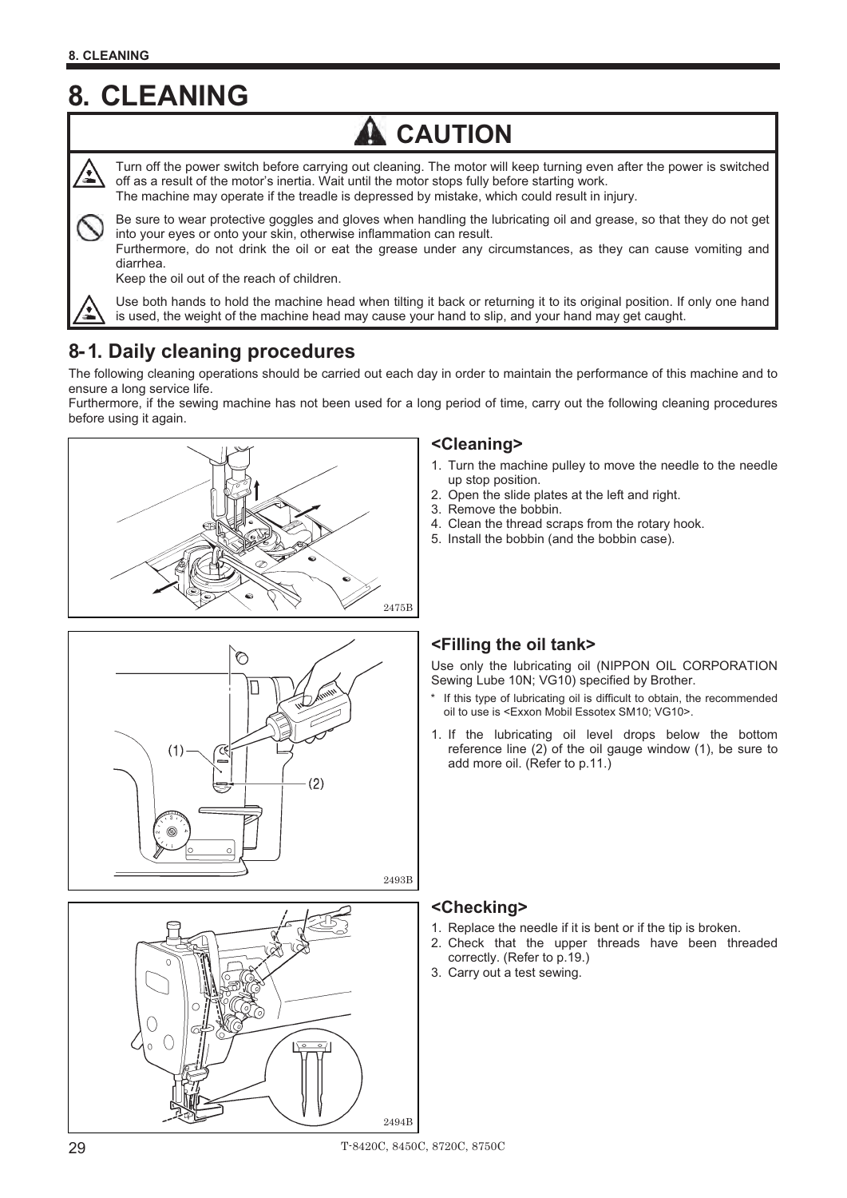# 8. CLEANING

## CAUTION

Turn off the power switch before carrying out cleaning. The motor will keep turning even after the power is switched off as a result of the motor's inertia. Wait until the motor stops fully before starting work.
The machine may operate if the treadle is depressed by mistake, which could result in injury.

Be sure to wear protective goggles and gloves when handling the lubricating oil and grease, so that they do not get into your eyes or onto your skin, otherwise inflammation can result.
Furthermore, do not drink the oil or eat the grease under any circumstances, as they can cause vomiting and diarrhea.
Keep the oil out of the reach of children.

Use both hands to hold the machine head when tilting it back or returning it to its original position. If only one hand is used, the weight of the machine head may cause your hand to slip, and your hand may get caught.

## 8-1. Daily cleaning procedures

The following cleaning operations should be carried out each day in order to maintain the performance of this machine and to ensure a long service life.
Furthermore, if the sewing machine has not been used for a long period of time, carry out the following cleaning procedures before using it again.

2475B

### <Cleaning>

1. Turn the machine pulley to move the needle to the needle up stop position.
2. Open the slide plates at the left and right.
3. Remove the bobbin.
4. Clean the thread scraps from the rotary hook.
5. Install the bobbin (and the bobbin case).

2493B

### <Filling the oil tank>

Use only the lubricating oil (NIPPON OIL CORPORATION Sewing Lube 10N; VG10) specified by Brother.

* If this type of lubricating oil is difficult to obtain, the recommended oil to use is <Exxon Mobil Essotex SM10; VG10>.

1. If the lubricating oil level drops below the bottom reference line (2) of the oil gauge window (1), be sure to add more oil. (Refer to p.11.)

2494B

### <Checking>

1. Replace the needle if it is bent or if the tip is broken.
2. Check that the upper threads have been threaded correctly. (Refer to p.19.)
3. Carry out a test sewing.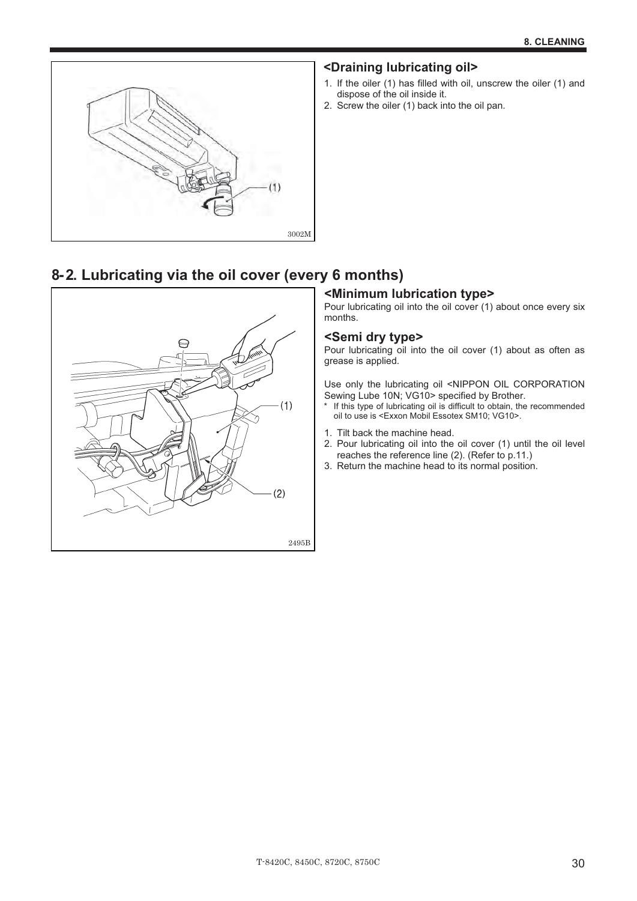### <Draining lubricating oil>

1. If the oiler (1) has filled with oil, unscrew the oiler (1) and dispose of the oil inside it.
2. Screw the oiler (1) back into the oil pan.

## 8-2. Lubricating via the oil cover (every 6 months)

### <Minimum lubrication type>

Pour lubricating oil into the oil cover (1) about once every six months.

### <Semi dry type>

Pour lubricating oil into the oil cover (1) about as often as grease is applied.

Use only the lubricating oil <NIPPON OIL CORPORATION Sewing Lube 10N; VG10> specified by Brother.

* If this type of lubricating oil is difficult to obtain, the recommended oil to use is <Exxon Mobil Essotex SM10; VG10>.

1. Tilt back the machine head.
2. Pour lubricating oil into the oil cover (1) until the oil level reaches the reference line (2). (Refer to p.11.)
3. Return the machine head to its normal position.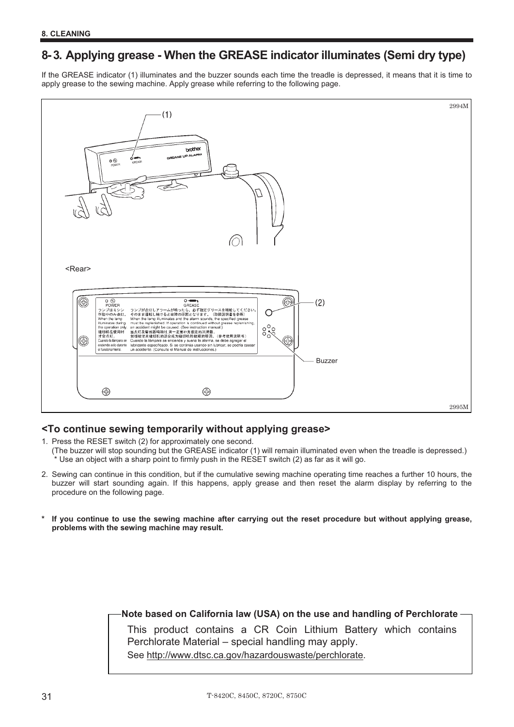## 8-3. Applying grease - When the GREASE indicator illuminates (Semi dry type)

If the GREASE indicator (1) illuminates and the buzzer sounds each time the treadle is depressed, it means that it is time to apply grease to the sewing machine. Apply grease while referring to the following page.

### <To continue sewing temporarily without applying grease>

1. Press the RESET switch (2) for approximately one second.
   (The buzzer will stop sounding but the GREASE indicator (1) will remain illuminated even when the treadle is depressed.)
   * Use an object with a sharp point to firmly push in the RESET switch (2) as far as it will go.

2. Sewing can continue in this condition, but if the cumulative sewing machine operating time reaches a further 10 hours, the buzzer will start sounding again. If this happens, apply grease and then reset the alarm display by referring to the procedure on the following page.

**\* If you continue to use the sewing machine after carrying out the reset procedure but without applying grease, problems with the sewing machine may result.**

**Note based on California law (USA) on the use and handling of Perchlorate**

This product contains a CR Coin Lithium Battery which contains Perchlorate Material – special handling may apply.

See http://www.dtsc.ca.gov/hazardouswaste/perchlorate.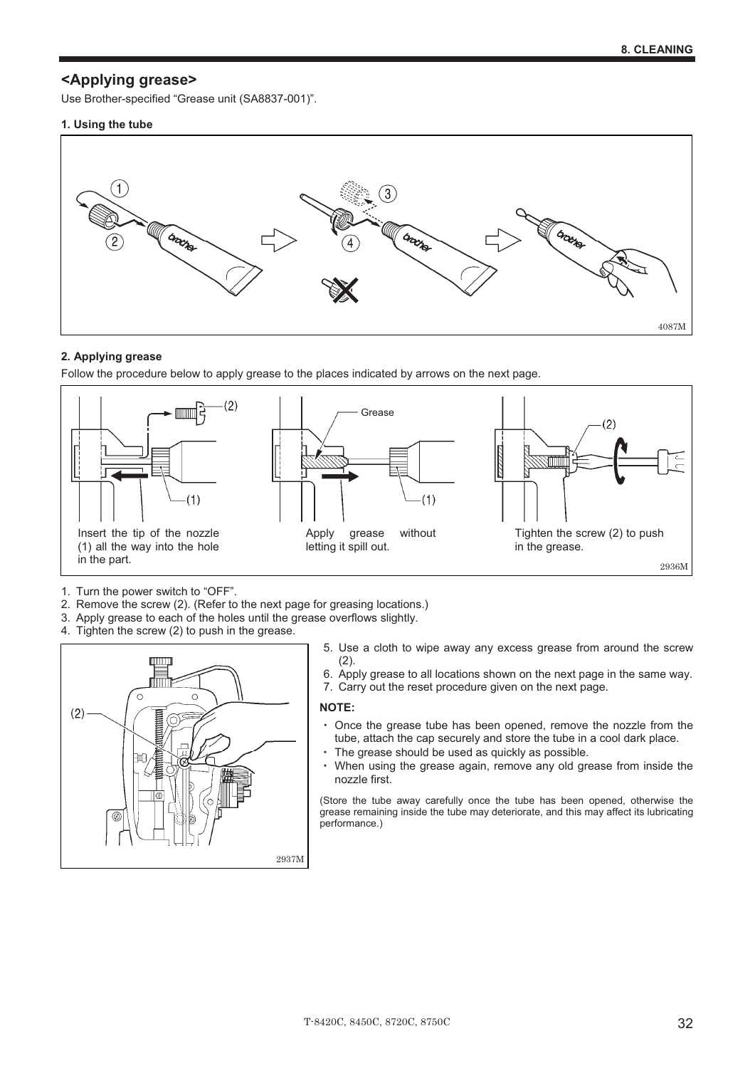## <Applying grease>

Use Brother-specified “Grease unit (SA8837-001)”.

**1. Using the tube**

**2. Applying grease**

Follow the procedure below to apply grease to the places indicated by arrows on the next page.

Insert the tip of the nozzle (1) all the way into the hole in the part.

Apply grease without letting it spill out.

Tighten the screw (2) to push in the grease.

1. Turn the power switch to “OFF”.
2. Remove the screw (2). (Refer to the next page for greasing locations.)
3. Apply grease to each of the holes until the grease overflows slightly.
4. Tighten the screw (2) to push in the grease.
5. Use a cloth to wipe away any excess grease from around the screw (2).
6. Apply grease to all locations shown on the next page in the same way.
7. Carry out the reset procedure given on the next page.

**NOTE:**

- Once the grease tube has been opened, remove the nozzle from the tube, attach the cap securely and store the tube in a cool dark place.
- The grease should be used as quickly as possible.
- When using the grease again, remove any old grease from inside the nozzle first.

(Store the tube away carefully once the tube has been opened, otherwise the grease remaining inside the tube may deteriorate, and this may affect its lubricating performance.)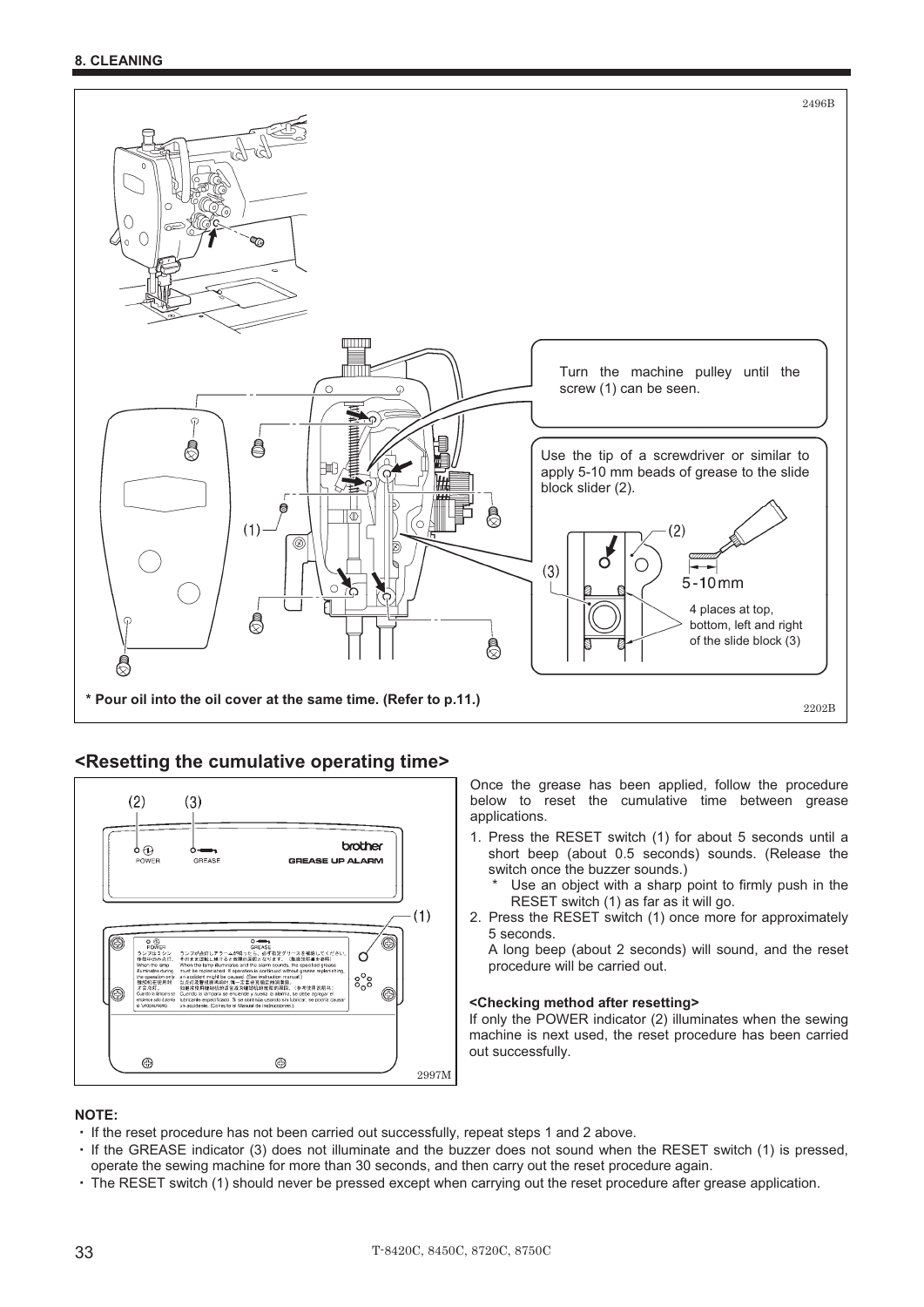**8. CLEANING**

2496B

Turn the machine pulley until the screw (1) can be seen.

Use the tip of a screwdriver or similar to apply 5-10 mm beads of grease to the slide block slider (2).

(1)

(2)

(3)

5-10mm

4 places at top, bottom, left and right of the slide block (3)

**\* Pour oil into the oil cover at the same time. (Refer to p.11.)**

2202B

## <Resetting the cumulative operating time>

(2) (3)

POWER GREASE

brother GREASE UP ALARM

(1)

2997M

Once the grease has been applied, follow the procedure below to reset the cumulative time between grease applications.

1. Press the RESET switch (1) for about 5 seconds until a short beep (about 0.5 seconds) sounds. (Release the switch once the buzzer sounds.)
   - \* Use an object with a sharp point to firmly push in the RESET switch (1) as far as it will go.
2. Press the RESET switch (1) once more for approximately 5 seconds.
   A long beep (about 2 seconds) will sound, and the reset procedure will be carried out.

**<Checking method after resetting>**

If only the POWER indicator (2) illuminates when the sewing machine is next used, the reset procedure has been carried out successfully.

**NOTE:**

- If the reset procedure has not been carried out successfully, repeat steps 1 and 2 above.
- If the GREASE indicator (3) does not illuminate and the buzzer does not sound when the RESET switch (1) is pressed, operate the sewing machine for more than 30 seconds, and then carry out the reset procedure again.
- The RESET switch (1) should never be pressed except when carrying out the reset procedure after grease application.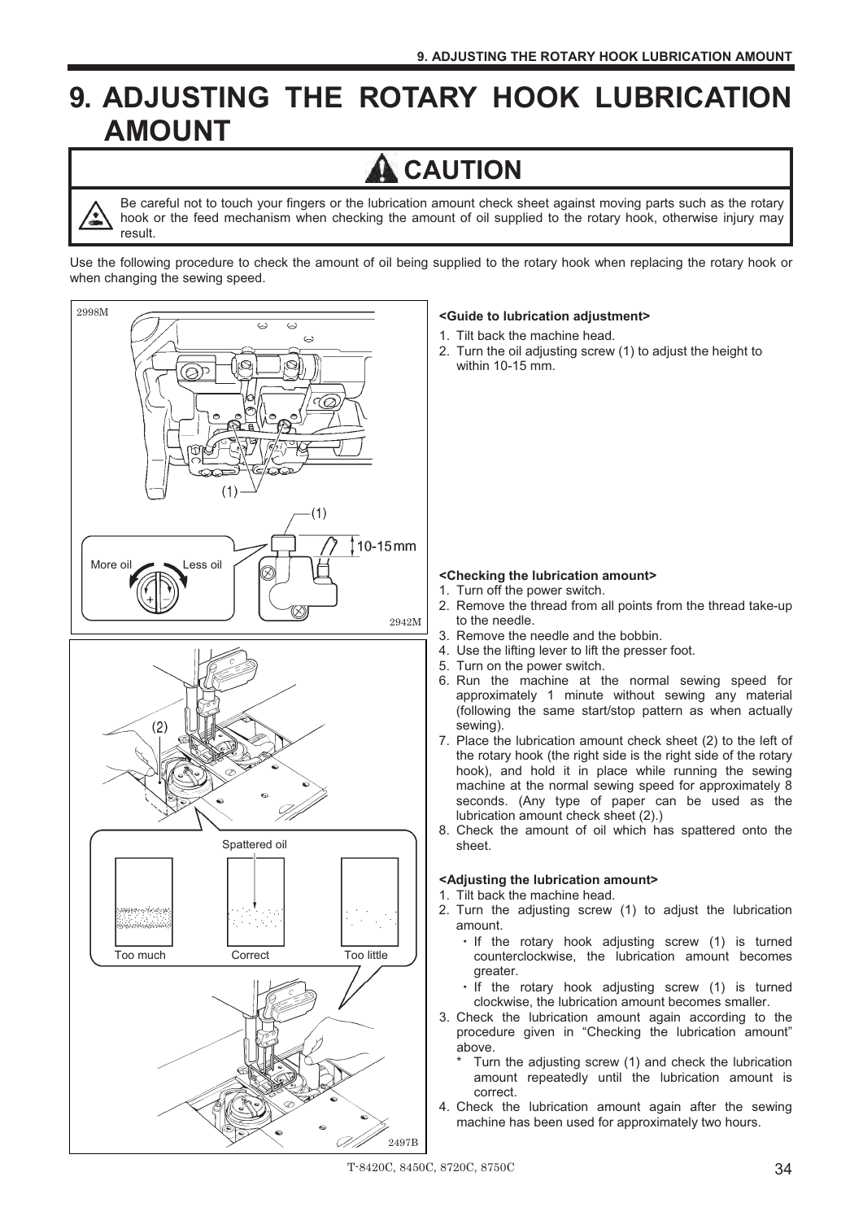# 9. ADJUSTING THE ROTARY HOOK LUBRICATION AMOUNT

## ⚠ CAUTION

Be careful not to touch your fingers or the lubrication amount check sheet against moving parts such as the rotary hook or the feed mechanism when checking the amount of oil supplied to the rotary hook, otherwise injury may result.

Use the following procedure to check the amount of oil being supplied to the rotary hook when replacing the rotary hook or when changing the sewing speed.

**<Guide to lubrication adjustment>**

1. Tilt back the machine head.
2. Turn the oil adjusting screw (1) to adjust the height to within 10-15 mm.

**<Checking the lubrication amount>**

1. Turn off the power switch.
2. Remove the thread from all points from the thread take-up to the needle.
3. Remove the needle and the bobbin.
4. Use the lifting lever to lift the presser foot.
5. Turn on the power switch.
6. Run the machine at the normal sewing speed for approximately 1 minute without sewing any material (following the same start/stop pattern as when actually sewing).
7. Place the lubrication amount check sheet (2) to the left of the rotary hook (the right side is the right side of the rotary hook), and hold it in place while running the sewing machine at the normal sewing speed for approximately 8 seconds. (Any type of paper can be used as the lubrication amount check sheet (2).)
8. Check the amount of oil which has spattered onto the sheet.

**<Adjusting the lubrication amount>**

1. Tilt back the machine head.
2. Turn the adjusting screw (1) to adjust the lubrication amount.
   - If the rotary hook adjusting screw (1) is turned counterclockwise, the lubrication amount becomes greater.
   - If the rotary hook adjusting screw (1) is turned clockwise, the lubrication amount becomes smaller.
3. Check the lubrication amount again according to the procedure given in "Checking the lubrication amount" above.
   * Turn the adjusting screw (1) and check the lubrication amount repeatedly until the lubrication amount is correct.
4. Check the lubrication amount again after the sewing machine has been used for approximately two hours.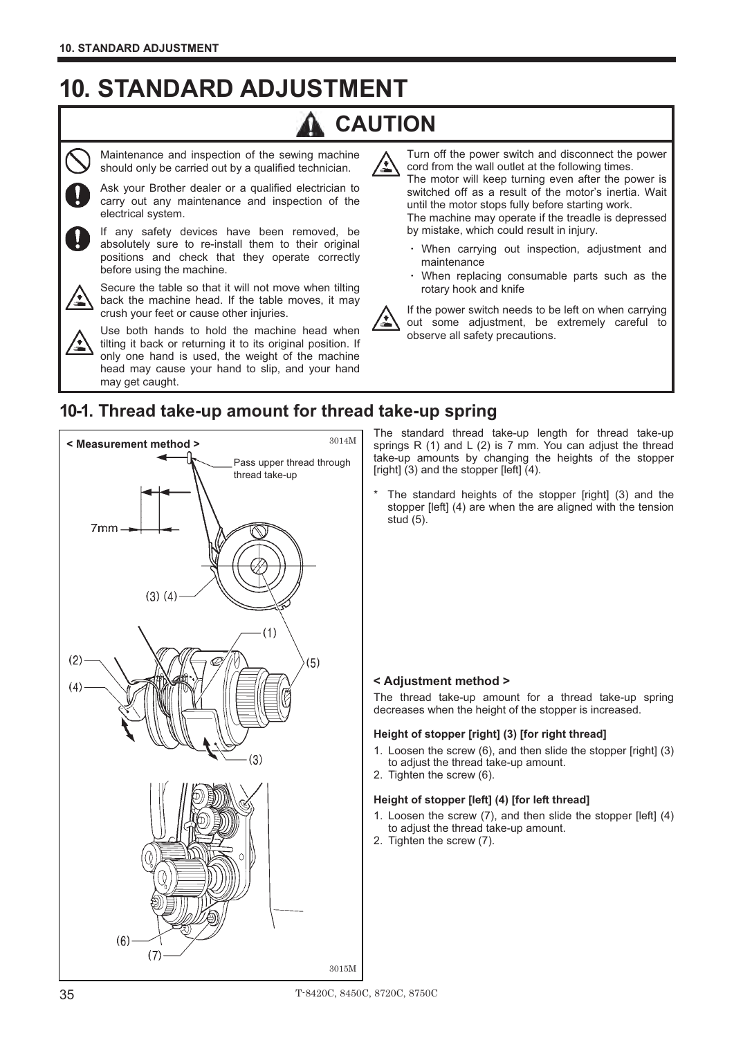# 10. STANDARD ADJUSTMENT

## ⚠ CAUTION

Maintenance and inspection of the sewing machine should only be carried out by a qualified technician.

Ask your Brother dealer or a qualified electrician to carry out any maintenance and inspection of the electrical system.

If any safety devices have been removed, be absolutely sure to re-install them to their original positions and check that they operate correctly before using the machine.

Secure the table so that it will not move when tilting back the machine head. If the table moves, it may crush your feet or cause other injuries.

Use both hands to hold the machine head when tilting it back or returning it to its original position. If only one hand is used, the weight of the machine head may cause your hand to slip, and your hand may get caught.

Turn off the power switch and disconnect the power cord from the wall outlet at the following times.
The motor will keep turning even after the power is switched off as a result of the motor's inertia. Wait until the motor stops fully before starting work.
The machine may operate if the treadle is depressed by mistake, which could result in injury.

- When carrying out inspection, adjustment and maintenance
- When replacing consumable parts such as the rotary hook and knife

If the power switch needs to be left on when carrying out some adjustment, be extremely careful to observe all safety precautions.

## 10-1. Thread take-up amount for thread take-up spring

< Measurement method >

Pass upper thread through thread take-up

7mm

(1) (2) (3) (4) (5) (6) (7)

The standard thread take-up length for thread take-up springs R (1) and L (2) is 7 mm. You can adjust the thread take-up amounts by changing the heights of the stopper [right] (3) and the stopper [left] (4).

\* The standard heights of the stopper [right] (3) and the stopper [left] (4) are when the are aligned with the tension stud (5).

**< Adjustment method >**

The thread take-up amount for a thread take-up spring decreases when the height of the stopper is increased.

**Height of stopper [right] (3) [for right thread]**

1. Loosen the screw (6), and then slide the stopper [right] (3) to adjust the thread take-up amount.
2. Tighten the screw (6).

**Height of stopper [left] (4) [for left thread]**

1. Loosen the screw (7), and then slide the stopper [left] (4) to adjust the thread take-up amount.
2. Tighten the screw (7).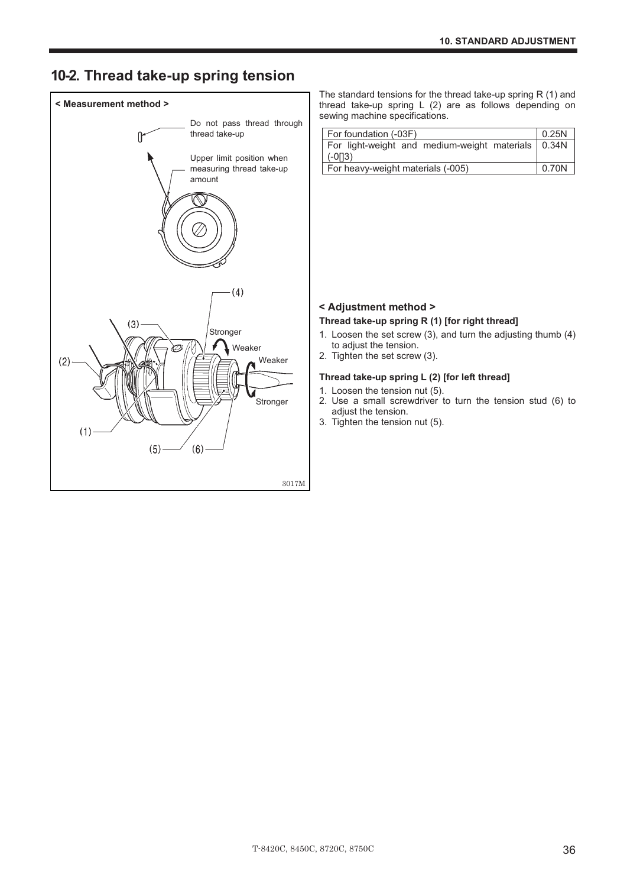## 10-2. Thread take-up spring tension

< Measurement method >

Do not pass thread through thread take-up

Upper limit position when measuring thread take-up amount

(4)

(3)

Stronger

Weaker

(2)

Weaker

Stronger

(1)

(5)

(6)

3017M

The standard tensions for the thread take-up spring R (1) and thread take-up spring L (2) are as follows depending on sewing machine specifications.

| For foundation (-03F) | 0.25N |
|---|---|
| For light-weight and medium-weight materials (-0[]3) | 0.34N |
| For heavy-weight materials (-005) | 0.70N |

### < Adjustment method >

**Thread take-up spring R (1) [for right thread]**

1. Loosen the set screw (3), and turn the adjusting thumb (4) to adjust the tension.
2. Tighten the set screw (3).

**Thread take-up spring L (2) [for left thread]**

1. Loosen the tension nut (5).
2. Use a small screwdriver to turn the tension stud (6) to adjust the tension.
3. Tighten the tension nut (5).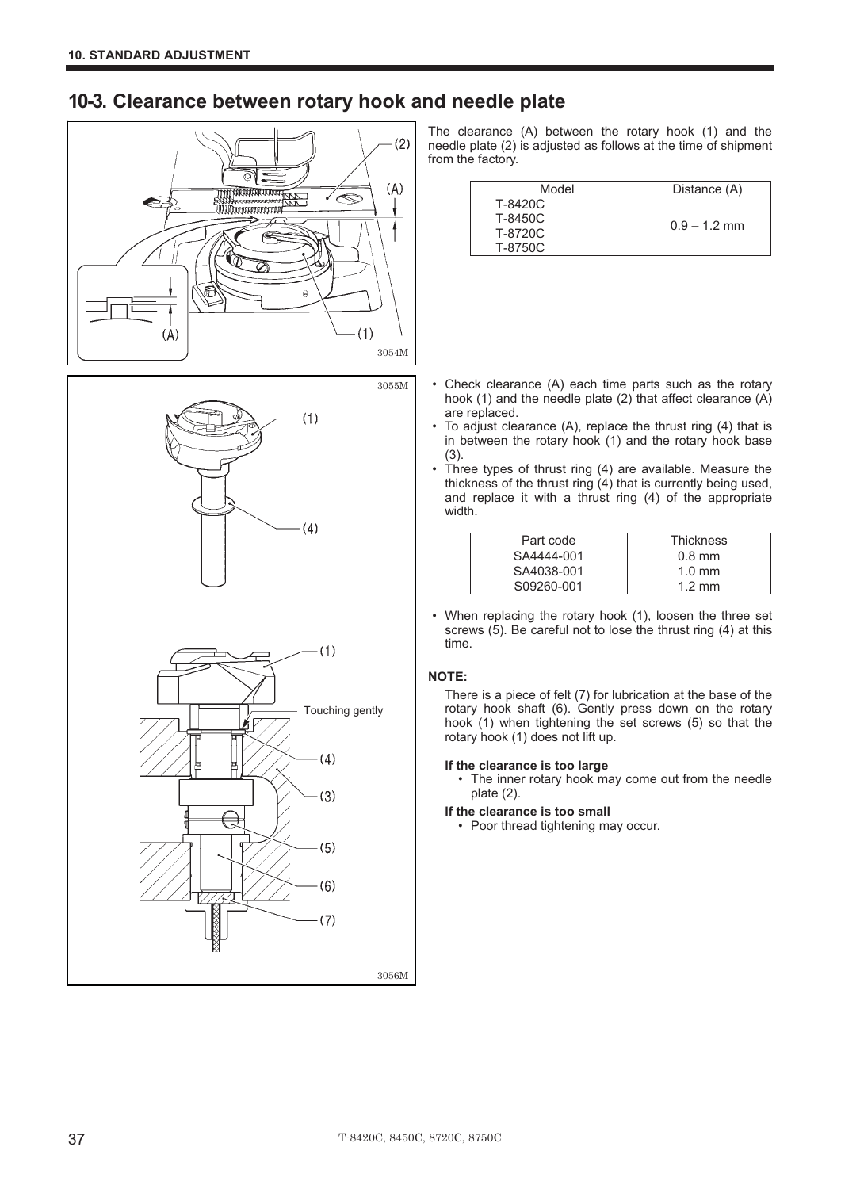## 10-3. Clearance between rotary hook and needle plate

The clearance (A) between the rotary hook (1) and the needle plate (2) is adjusted as follows at the time of shipment from the factory.

| Model | Distance (A) |
|---|---|
| T-8420C<br>T-8450C<br>T-8720C<br>T-8750C | 0.9 – 1.2 mm |

- Check clearance (A) each time parts such as the rotary hook (1) and the needle plate (2) that affect clearance (A) are replaced.
- To adjust clearance (A), replace the thrust ring (4) that is in between the rotary hook (1) and the rotary hook base (3).
- Three types of thrust ring (4) are available. Measure the thickness of the thrust ring (4) that is currently being used, and replace it with a thrust ring (4) of the appropriate width.

| Part code | Thickness |
|---|---|
| SA4444-001 | 0.8 mm |
| SA4038-001 | 1.0 mm |
| S09260-001 | 1.2 mm |

- When replacing the rotary hook (1), loosen the three set screws (5). Be careful not to lose the thrust ring (4) at this time.

**NOTE:**

There is a piece of felt (7) for lubrication at the base of the rotary hook shaft (6). Gently press down on the rotary hook (1) when tightening the set screws (5) so that the rotary hook (1) does not lift up.

**If the clearance is too large**

- The inner rotary hook may come out from the needle plate (2).

**If the clearance is too small**

- Poor thread tightening may occur.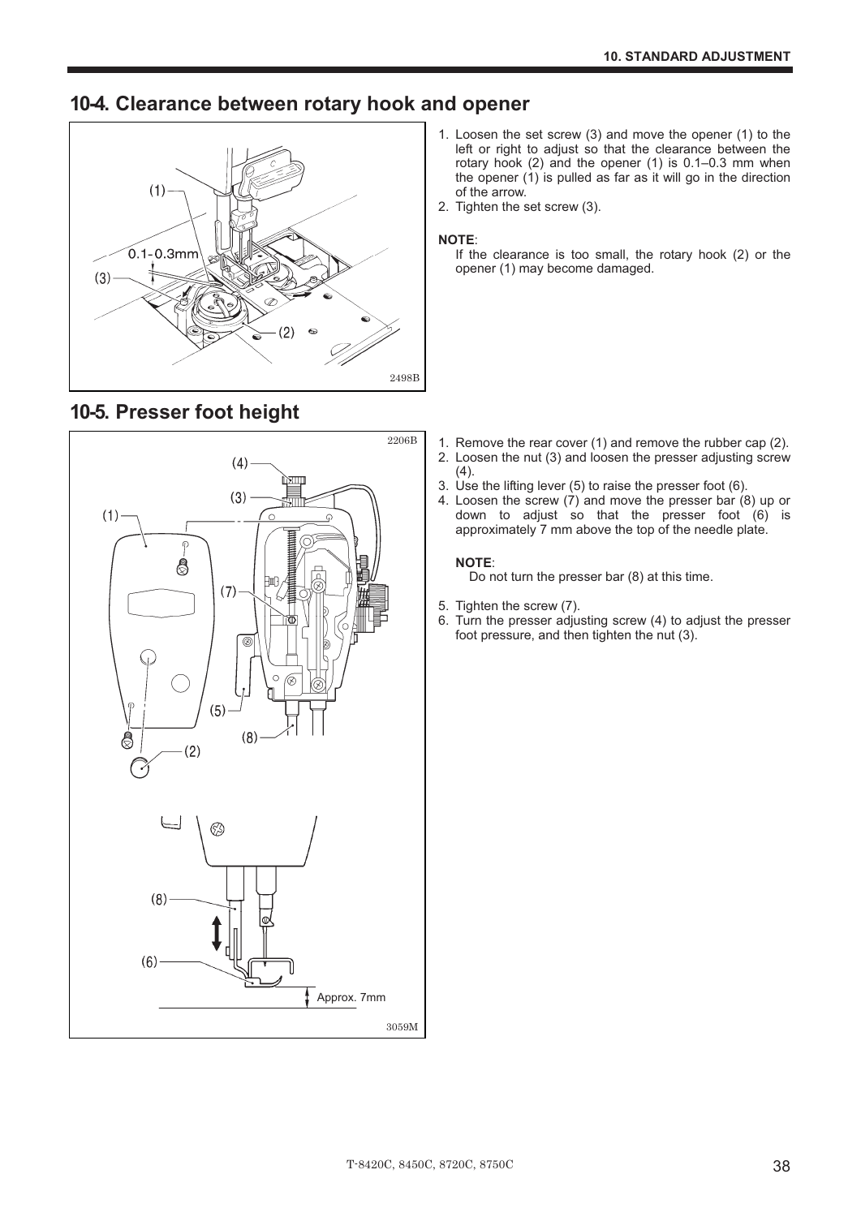## 10-4. Clearance between rotary hook and opener

1. Loosen the set screw (3) and move the opener (1) to the left or right to adjust so that the clearance between the rotary hook (2) and the opener (1) is 0.1–0.3 mm when the opener (1) is pulled as far as it will go in the direction of the arrow.
2. Tighten the set screw (3).

**NOTE**:
If the clearance is too small, the rotary hook (2) or the opener (1) may become damaged.

## 10-5. Presser foot height

1. Remove the rear cover (1) and remove the rubber cap (2).
2. Loosen the nut (3) and loosen the presser adjusting screw (4).
3. Use the lifting lever (5) to raise the presser foot (6).
4. Loosen the screw (7) and move the presser bar (8) up or down to adjust so that the presser foot (6) is approximately 7 mm above the top of the needle plate.

   **NOTE**:
   Do not turn the presser bar (8) at this time.

5. Tighten the screw (7).
6. Turn the presser adjusting screw (4) to adjust the presser foot pressure, and then tighten the nut (3).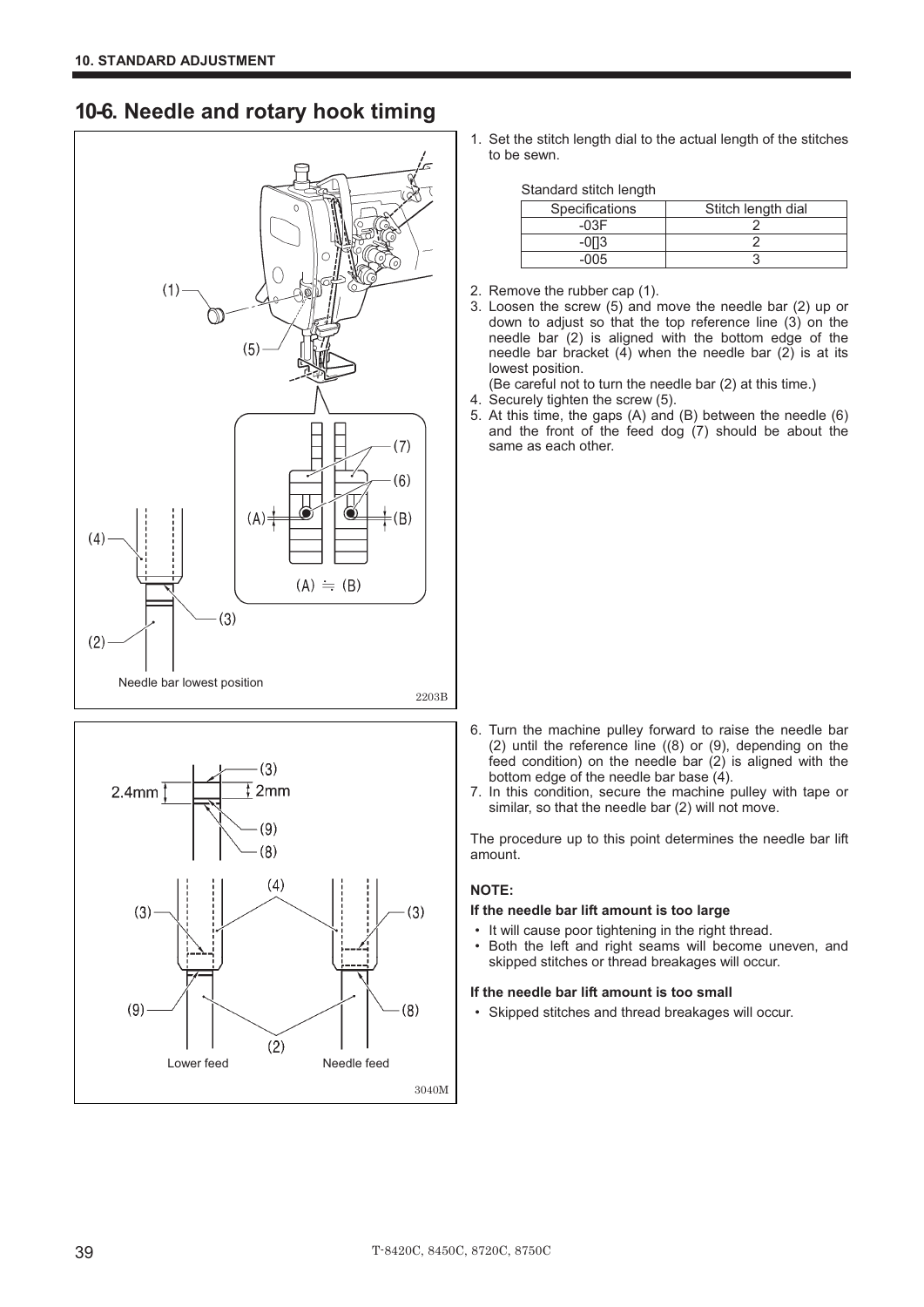## 10-6. Needle and rotary hook timing

1. Set the stitch length dial to the actual length of the stitches to be sewn.

Standard stitch length

| Specifications | Stitch length dial |
|---|---|
| -03F | 2 |
| -0[]3 | 2 |
| -005 | 3 |

2. Remove the rubber cap (1).
3. Loosen the screw (5) and move the needle bar (2) up or down to adjust so that the top reference line (3) on the needle bar (2) is aligned with the bottom edge of the needle bar bracket (4) when the needle bar (2) is at its lowest position.
   (Be careful not to turn the needle bar (2) at this time.)
4. Securely tighten the screw (5).
5. At this time, the gaps (A) and (B) between the needle (6) and the front of the feed dog (7) should be about the same as each other.

Needle bar lowest position

6. Turn the machine pulley forward to raise the needle bar (2) until the reference line ((8) or (9), depending on the feed condition) on the needle bar (2) is aligned with the bottom edge of the needle bar base (4).
7. In this condition, secure the machine pulley with tape or similar, so that the needle bar (2) will not move.

The procedure up to this point determines the needle bar lift amount.

**NOTE:**

**If the needle bar lift amount is too large**

- It will cause poor tightening in the right thread.
- Both the left and right seams will become uneven, and skipped stitches or thread breakages will occur.

**If the needle bar lift amount is too small**

- Skipped stitches and thread breakages will occur.

Lower feed　　Needle feed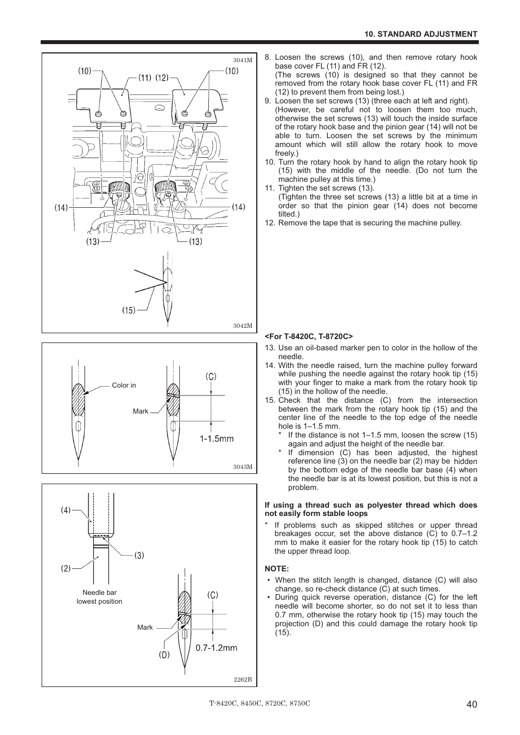8. Loosen the screws (10), and then remove rotary hook base cover FL (11) and FR (12).
   (The screws (10) is designed so that they cannot be removed from the rotary hook base cover FL (11) and FR (12) to prevent them from being lost.)
9. Loosen the set screws (13) (three each at left and right).
   (However, be careful not to loosen them too much, otherwise the set screws (13) will touch the inside surface of the rotary hook base and the pinion gear (14) will not be able to turn. Loosen the set screws by the minimum amount which will still allow the rotary hook to move freely.)
10. Turn the rotary hook by hand to align the rotary hook tip (15) with the middle of the needle. (Do not turn the machine pulley at this time.)
11. Tighten the set screws (13).
    (Tighten the three set screws (13) a little bit at a time in order so that the pinion gear (14) does not become tilted.)
12. Remove the tape that is securing the machine pulley.

**<For T-8420C, T-8720C>**

13. Use an oil-based marker pen to color in the hollow of the needle.
14. With the needle raised, turn the machine pulley forward while pushing the needle against the rotary hook tip (15) with your finger to make a mark from the rotary hook tip (15) in the hollow of the needle.
15. Check that the distance (C) from the intersection between the mark from the rotary hook tip (15) and the center line of the needle to the top edge of the needle hole is 1–1.5 mm.
    * If the distance is not 1–1.5 mm, loosen the screw (15) again and adjust the height of the needle bar.
    * If dimension (C) has been adjusted, the highest reference line (3) on the needle bar (2) may be hidden by the bottom edge of the needle bar base (4) when the needle bar is at its lowest position, but this is not a problem.

**If using a thread such as polyester thread which does not easily form stable loops**

* If problems such as skipped stitches or upper thread breakages occur, set the above distance (C) to 0.7–1.2 mm to make it easier for the rotary hook tip (15) to catch the upper thread loop.

**NOTE:**

- When the stitch length is changed, distance (C) will also change, so re-check distance (C) at such times.
- During quick reverse operation, distance (C) for the left needle will become shorter, so do not set it to less than 0.7 mm, otherwise the rotary hook tip (15) may touch the projection (D) and this could damage the rotary hook tip (15).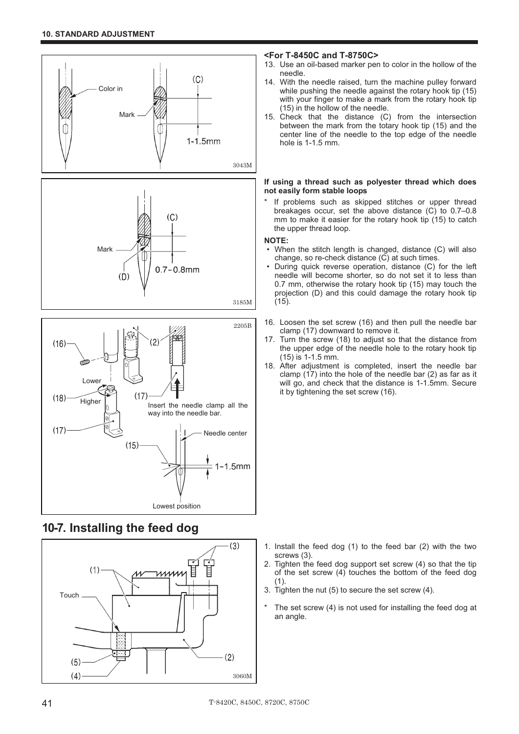**<For T-8450C and T-8750C>**

13. Use an oil-based marker pen to color in the hollow of the needle.
14. With the needle raised, turn the machine pulley forward while pushing the needle against the rotary hook tip (15) with your finger to make a mark from the rotary hook tip (15) in the hollow of the needle.
15. Check that the distance (C) from the intersection between the mark from the totary hook tip (15) and the center line of the needle to the top edge of the needle hole is 1-1.5 mm.

**If using a thread such as polyester thread which does not easily form stable loops**

* If problems such as skipped stitches or upper thread breakages occur, set the above distance (C) to 0.7–0.8 mm to make it easier for the rotary hook tip (15) to catch the upper thread loop.

**NOTE:**

- When the stitch length is changed, distance (C) will also change, so re-check distance (C) at such times.
- During quick reverse operation, distance (C) for the left needle will become shorter, so do not set it to less than 0.7 mm, otherwise the rotary hook tip (15) may touch the projection (D) and this could damage the rotary hook tip (15).

16. Loosen the set screw (16) and then pull the needle bar clamp (17) downward to remove it.
17. Turn the screw (18) to adjust so that the distance from the upper edge of the needle hole to the rotary hook tip (15) is 1-1.5 mm.
18. After adjustment is completed, insert the needle bar clamp (17) into the hole of the needle bar (2) as far as it will go, and check that the distance is 1-1.5mm. Secure it by tightening the set screw (16).

## 10-7. Installing the feed dog

1. Install the feed dog (1) to the feed bar (2) with the two screws (3).
2. Tighten the feed dog support set screw (4) so that the tip of the set screw (4) touches the bottom of the feed dog (1).
3. Tighten the nut (5) to secure the set screw (4).

* The set screw (4) is not used for installing the feed dog at an angle.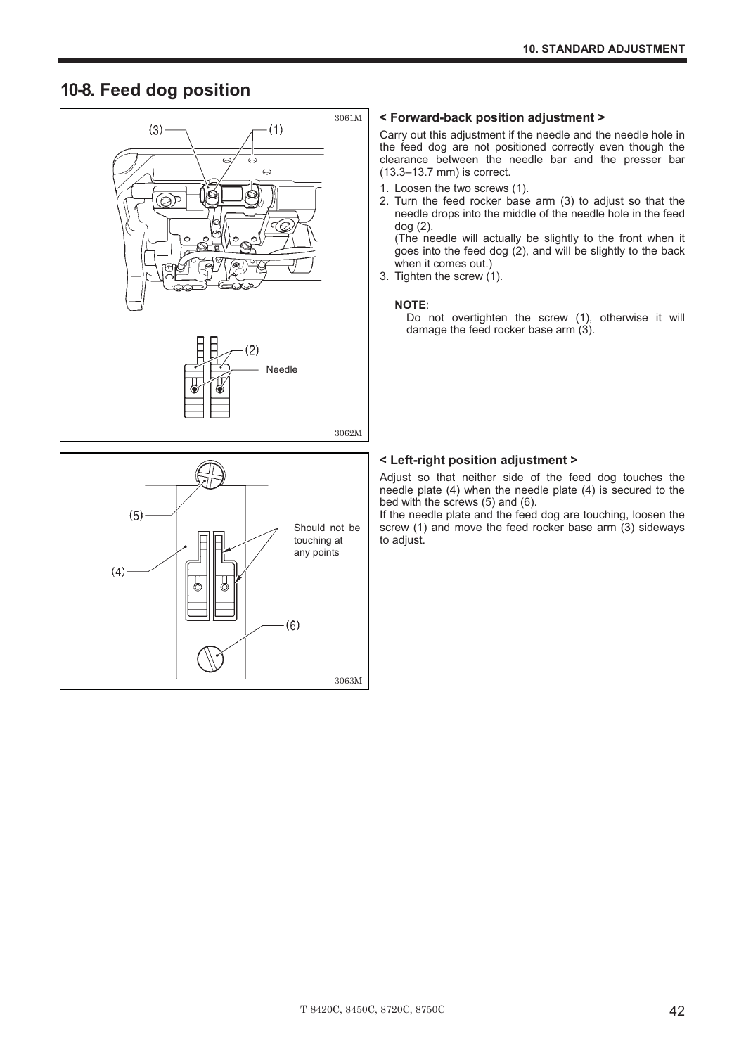# 10-8. Feed dog position

### < Forward-back position adjustment >

Carry out this adjustment if the needle and the needle hole in the feed dog are not positioned correctly even though the clearance between the needle bar and the presser bar (13.3–13.7 mm) is correct.

1. Loosen the two screws (1).
2. Turn the feed rocker base arm (3) to adjust so that the needle drops into the middle of the needle hole in the feed dog (2).
   (The needle will actually be slightly to the front when it goes into the feed dog (2), and will be slightly to the back when it comes out.)
3. Tighten the screw (1).

**NOTE**:
Do not overtighten the screw (1), otherwise it will damage the feed rocker base arm (3).

### < Left-right position adjustment >

Adjust so that neither side of the feed dog touches the needle plate (4) when the needle plate (4) is secured to the bed with the screws (5) and (6).

If the needle plate and the feed dog are touching, loosen the screw (1) and move the feed rocker base arm (3) sideways to adjust.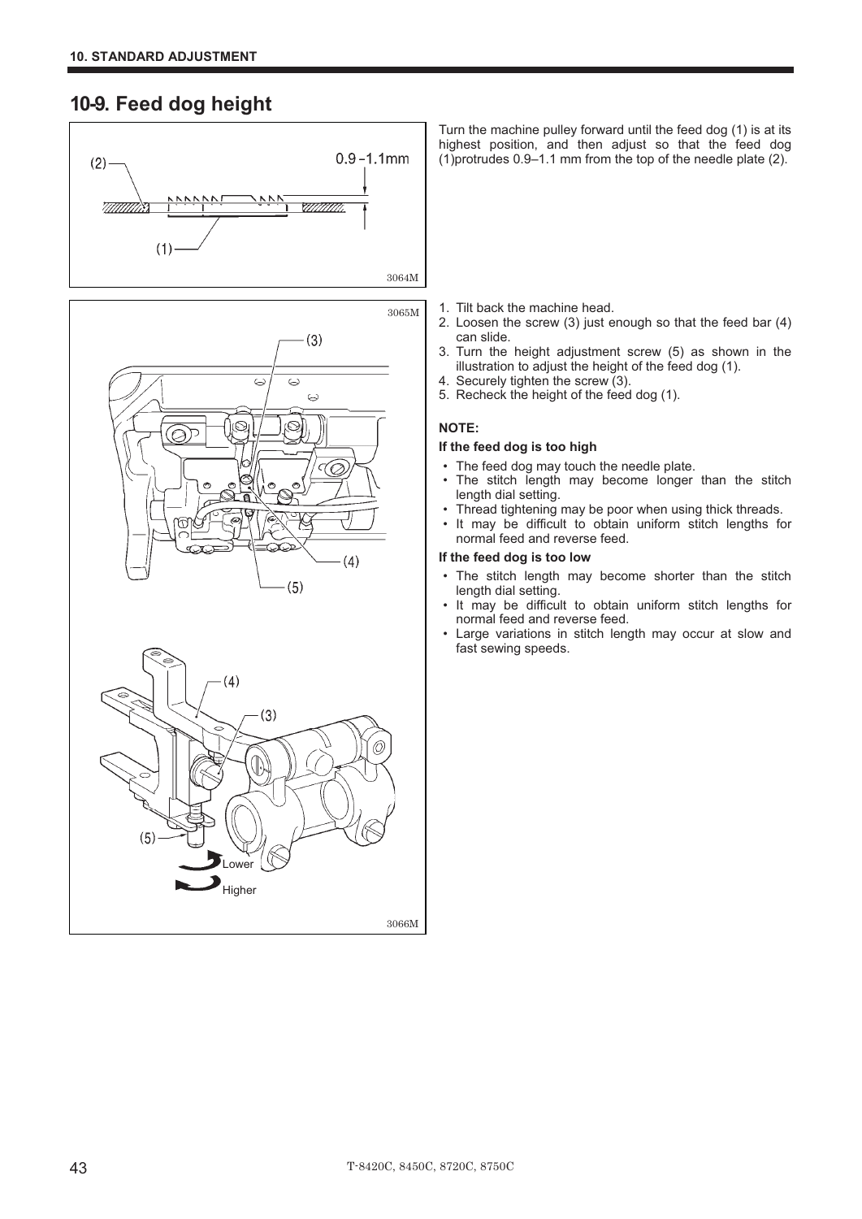## 10-9. Feed dog height

Turn the machine pulley forward until the feed dog (1) is at its highest position, and then adjust so that the feed dog (1)protrudes 0.9–1.1 mm from the top of the needle plate (2).

1. Tilt back the machine head.
2. Loosen the screw (3) just enough so that the feed bar (4) can slide.
3. Turn the height adjustment screw (5) as shown in the illustration to adjust the height of the feed dog (1).
4. Securely tighten the screw (3).
5. Recheck the height of the feed dog (1).

**NOTE:**

**If the feed dog is too high**

- The feed dog may touch the needle plate.
- The stitch length may become longer than the stitch length dial setting.
- Thread tightening may be poor when using thick threads.
- It may be difficult to obtain uniform stitch lengths for normal feed and reverse feed.

**If the feed dog is too low**

- The stitch length may become shorter than the stitch length dial setting.
- It may be difficult to obtain uniform stitch lengths for normal feed and reverse feed.
- Large variations in stitch length may occur at slow and fast sewing speeds.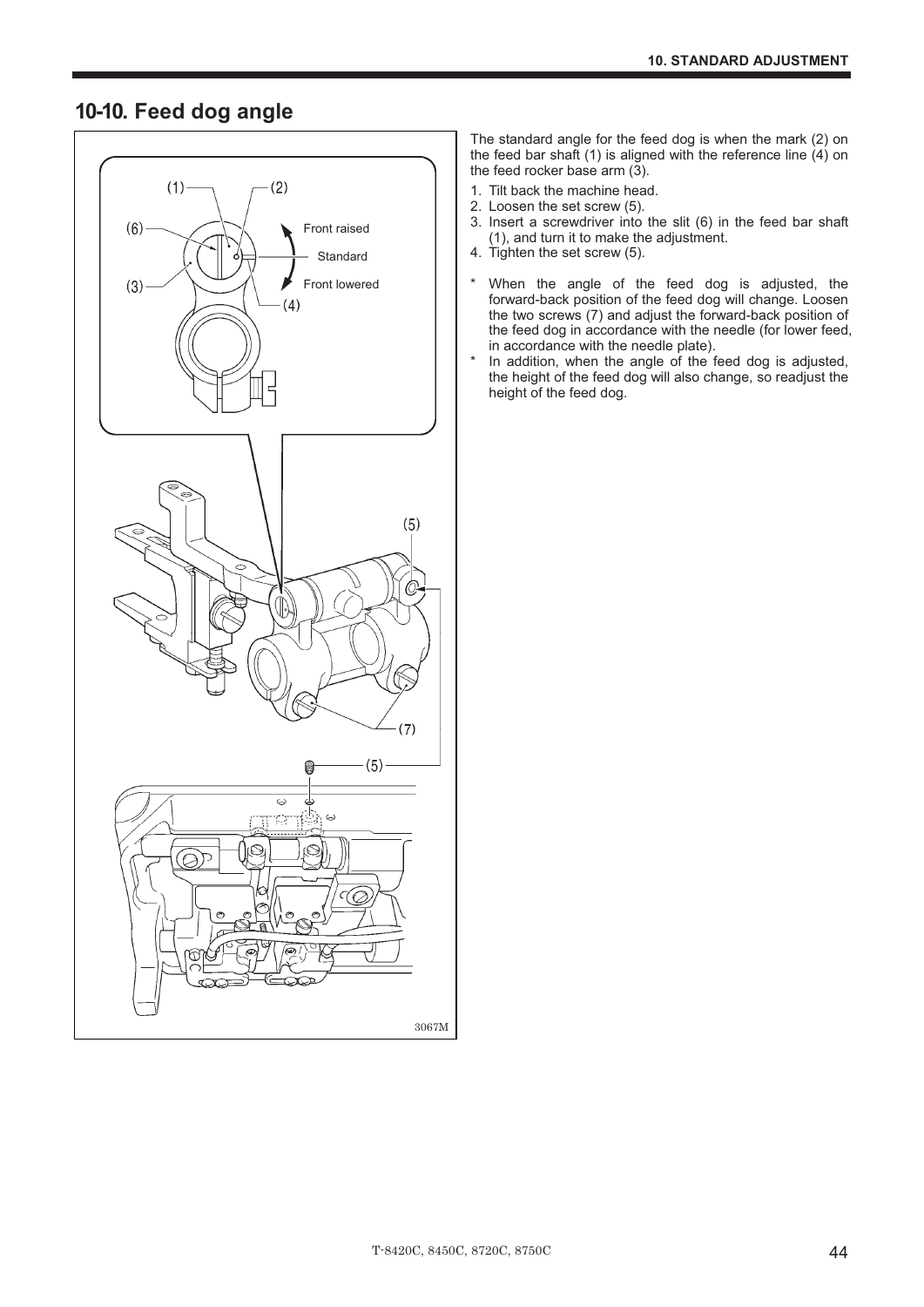## 10-10. Feed dog angle

The standard angle for the feed dog is when the mark (2) on the feed bar shaft (1) is aligned with the reference line (4) on the feed rocker base arm (3).

1. Tilt back the machine head.
2. Loosen the set screw (5).
3. Insert a screwdriver into the slit (6) in the feed bar shaft (1), and turn it to make the adjustment.
4. Tighten the set screw (5).

- \* When the angle of the feed dog is adjusted, the forward-back position of the feed dog will change. Loosen the two screws (7) and adjust the forward-back position of the feed dog in accordance with the needle (for lower feed, in accordance with the needle plate).
- \* In addition, when the angle of the feed dog is adjusted, the height of the feed dog will also change, so readjust the height of the feed dog.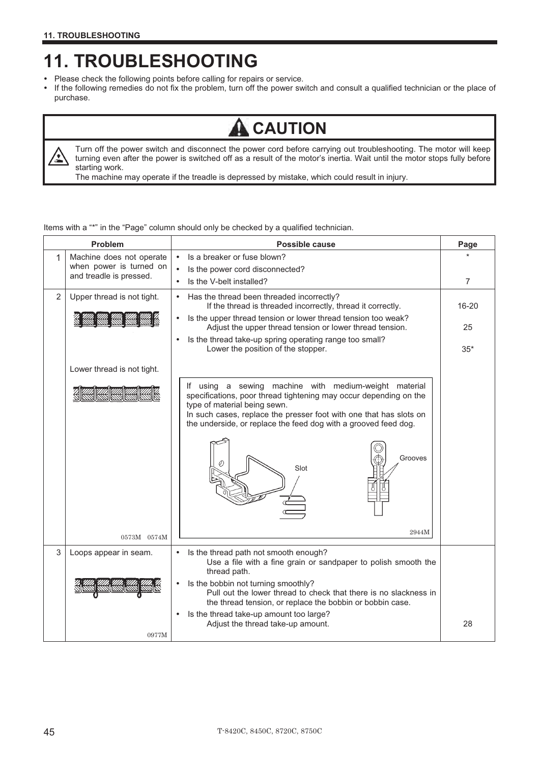# 11. TROUBLESHOOTING

- Please check the following points before calling for repairs or service.
- If the following remedies do not fix the problem, turn off the power switch and consult a qualified technician or the place of purchase.

> **CAUTION**
>
> Turn off the power switch and disconnect the power cord before carrying out troubleshooting. The motor will keep turning even after the power is switched off as a result of the motor's inertia. Wait until the motor stops fully before starting work.
> The machine may operate if the treadle is depressed by mistake, which could result in injury.

Items with a "*" in the "Page" column should only be checked by a qualified technician.

| | Problem | Possible cause | Page |
|---|---|---|---|
| 1 | Machine does not operate when power is turned on and treadle is pressed. | • Is a breaker or fuse blown?<br>• Is the power cord disconnected?<br>• Is the V-belt installed? | *<br><br>7 |
| 2 | Upper thread is not tight.<br><br>Lower thread is not tight.<br><br>0573M 0574M | • Has the thread been threaded incorrectly?<br>If the thread is threaded incorrectly, thread it correctly.<br>• Is the upper thread tension or lower thread tension too weak?<br>Adjust the upper thread tension or lower thread tension.<br>• Is the thread take-up spring operating range too small?<br>Lower the position of the stopper.<br><br>If using a sewing machine with medium-weight material specifications, poor thread tightening may occur depending on the type of material being sewn.<br>In such cases, replace the presser foot with one that has slots on the underside, or replace the feed dog with a grooved feed dog.<br><br>Slot Grooves<br>2944M | 16-20<br><br>25<br><br>35* |
| 3 | Loops appear in seam.<br><br>0977M | • Is the thread path not smooth enough?<br>Use a file with a fine grain or sandpaper to polish smooth the thread path.<br>• Is the bobbin not turning smoothly?<br>Pull out the lower thread to check that there is no slackness in the thread tension, or replace the bobbin or bobbin case.<br>• Is the thread take-up amount too large?<br>Adjust the thread take-up amount. | <br><br><br><br>28 |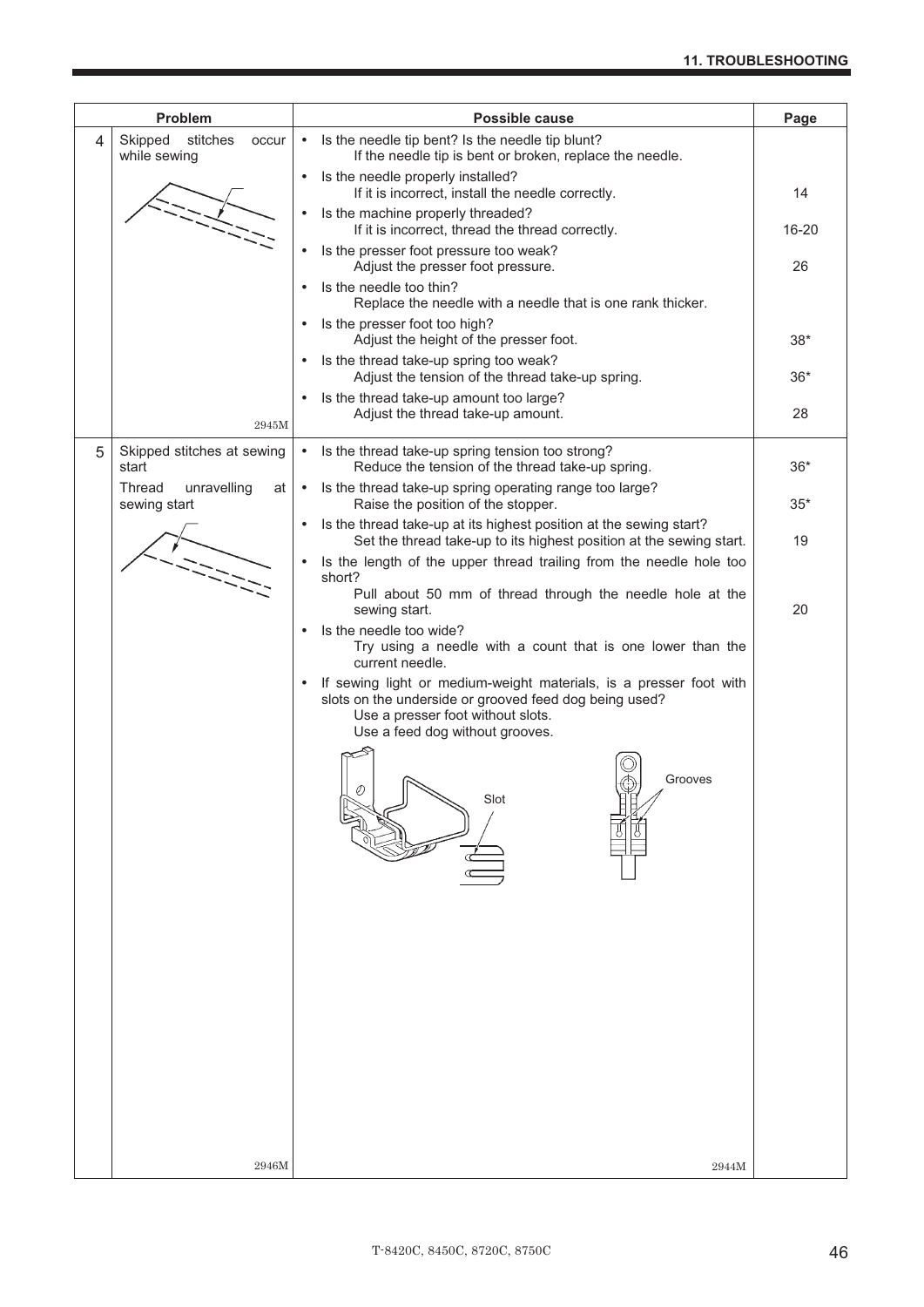| | Problem | Possible cause | Page |
|---|---|---|---|
| 4 | Skipped stitches occur while sewing | • Is the needle tip bent? Is the needle tip blunt?<br>If the needle tip is bent or broken, replace the needle. | |
| | | • Is the needle properly installed?<br>If it is incorrect, install the needle correctly. | 14 |
| | | • Is the machine properly threaded?<br>If it is incorrect, thread the thread correctly. | 16-20 |
| | | • Is the presser foot pressure too weak?<br>Adjust the presser foot pressure. | 26 |
| | | • Is the needle too thin?<br>Replace the needle with a needle that is one rank thicker. | |
| | | • Is the presser foot too high?<br>Adjust the height of the presser foot. | 38* |
| | | • Is the thread take-up spring too weak?<br>Adjust the tension of the thread take-up spring. | 36* |
| | 2945M | • Is the thread take-up amount too large?<br>Adjust the thread take-up amount. | 28 |
| 5 | Skipped stitches at sewing start<br>Thread unravelling at sewing start | • Is the thread take-up spring tension too strong?<br>Reduce the tension of the thread take-up spring. | 36* |
| | | • Is the thread take-up spring operating range too large?<br>Raise the position of the stopper. | 35* |
| | | • Is the thread take-up at its highest position at the sewing start?<br>Set the thread take-up to its highest position at the sewing start. | 19 |
| | | • Is the length of the upper thread trailing from the needle hole too short?<br>Pull about 50 mm of thread through the needle hole at the sewing start. | 20 |
| | | • Is the needle too wide?<br>Try using a needle with a count that is one lower than the current needle. | |
| | | • If sewing light or medium-weight materials, is a presser foot with slots on the underside or grooved feed dog being used?<br>Use a presser foot without slots.<br>Use a feed dog without grooves.<br>Slot Grooves<br>2944M | |
| | 2946M | | |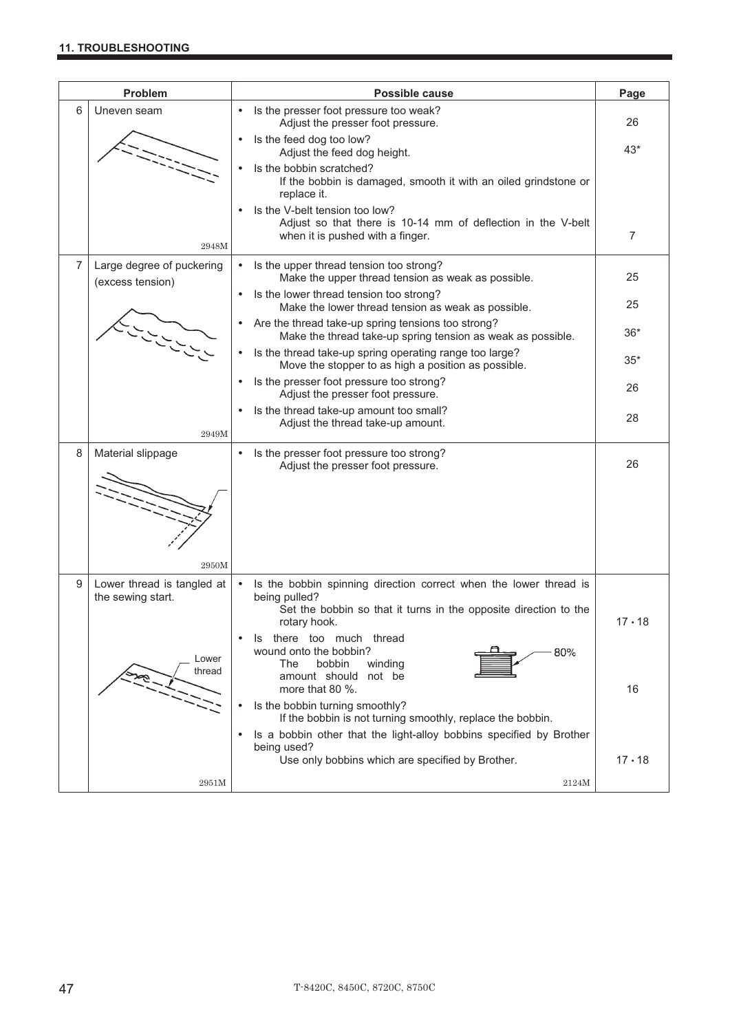## 11. TROUBLESHOOTING

| | Problem | Possible cause | Page |
|---|---|---|---|
| 6 | Uneven seam<br><br>2948M | • Is the presser foot pressure too weak?<br>Adjust the presser foot pressure.<br>• Is the feed dog too low?<br>Adjust the feed dog height.<br>• Is the bobbin scratched?<br>If the bobbin is damaged, smooth it with an oiled grindstone or replace it.<br>• Is the V-belt tension too low?<br>Adjust so that there is 10-14 mm of deflection in the V-belt when it is pushed with a finger. | 26<br>43*<br><br>7 |
| 7 | Large degree of puckering (excess tension)<br><br>2949M | • Is the upper thread tension too strong?<br>Make the upper thread tension as weak as possible.<br>• Is the lower thread tension too strong?<br>Make the lower thread tension as weak as possible.<br>• Are the thread take-up spring tensions too strong?<br>Make the thread take-up spring tension as weak as possible.<br>• Is the thread take-up spring operating range too large?<br>Move the stopper to as high a position as possible.<br>• Is the presser foot pressure too strong?<br>Adjust the presser foot pressure.<br>• Is the thread take-up amount too small?<br>Adjust the thread take-up amount. | 25<br>25<br>36*<br>35*<br>26<br>28 |
| 8 | Material slippage<br><br>2950M | • Is the presser foot pressure too strong?<br>Adjust the presser foot pressure. | 26 |
| 9 | Lower thread is tangled at the sewing start.<br><br>Lower thread<br><br>2951M | • Is the bobbin spinning direction correct when the lower thread is being pulled?<br>Set the bobbin so that it turns in the opposite direction to the rotary hook.<br>• Is there too much thread wound onto the bobbin?<br>The bobbin winding amount should not be more that 80 %.<br>80%<br>• Is the bobbin turning smoothly?<br>If the bobbin is not turning smoothly, replace the bobbin.<br>• Is a bobbin other that the light-alloy bobbins specified by Brother being used?<br>Use only bobbins which are specified by Brother.<br><br>2124M | 17・18<br><br>16<br><br>17・18 |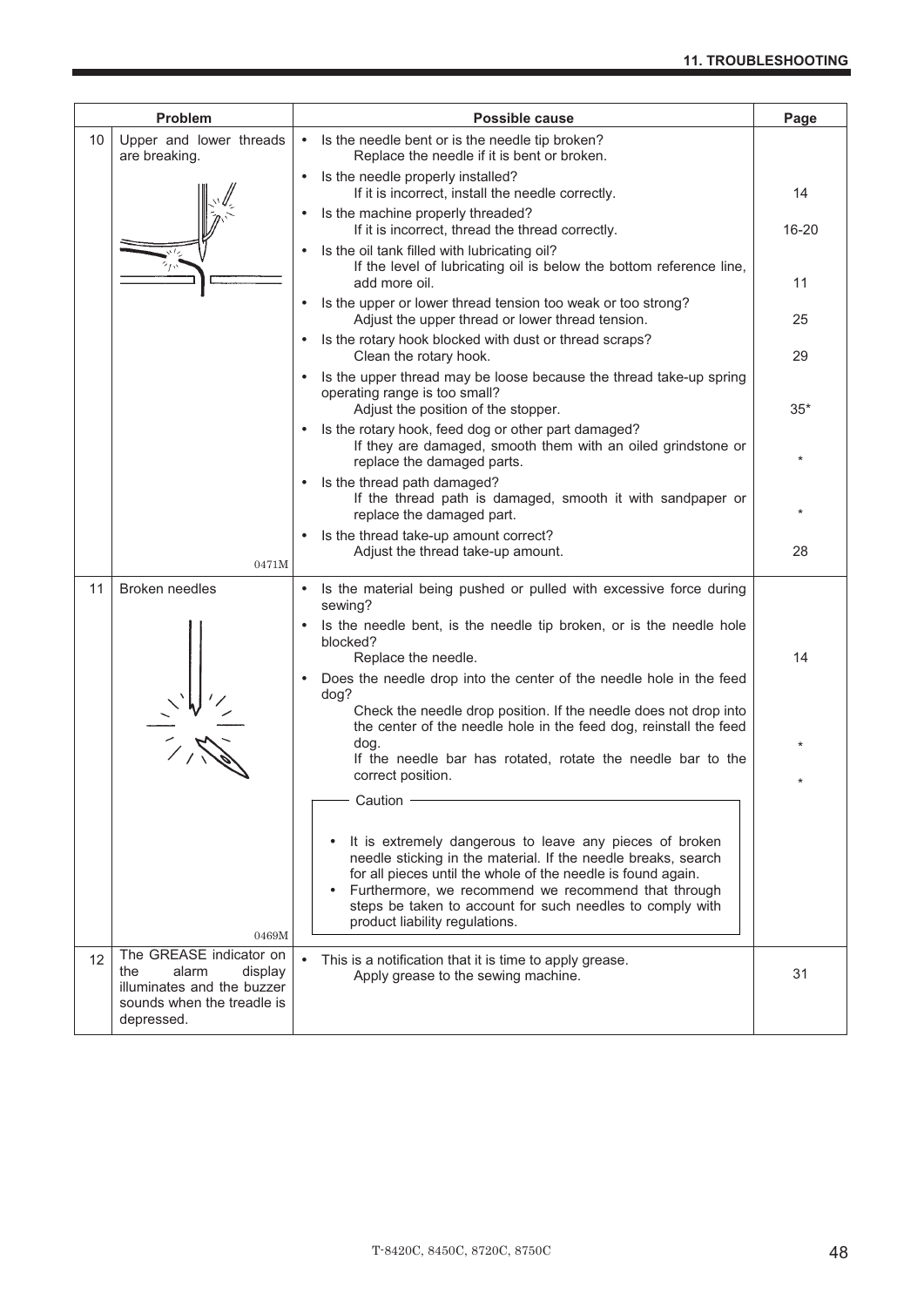| | Problem | Possible cause | Page |
|---|---|---|---|
| 10 | Upper and lower threads are breaking.<br><br>0471M | • Is the needle bent or is the needle tip broken?<br>Replace the needle if it is bent or broken.<br>• Is the needle properly installed?<br>If it is incorrect, install the needle correctly.<br>• Is the machine properly threaded?<br>If it is incorrect, thread the thread correctly.<br>• Is the oil tank filled with lubricating oil?<br>If the level of lubricating oil is below the bottom reference line, add more oil.<br>• Is the upper or lower thread tension too weak or too strong?<br>Adjust the upper thread or lower thread tension.<br>• Is the rotary hook blocked with dust or thread scraps?<br>Clean the rotary hook.<br>• Is the upper thread may be loose because the thread take-up spring operating range is too small?<br>Adjust the position of the stopper.<br>• Is the rotary hook, feed dog or other part damaged?<br>If they are damaged, smooth them with an oiled grindstone or replace the damaged parts.<br>• Is the thread path damaged?<br>If the thread path is damaged, smooth it with sandpaper or replace the damaged part.<br>• Is the thread take-up amount correct?<br>Adjust the thread take-up amount. | <br><br>14<br><br>16-20<br><br>11<br><br>25<br><br>29<br><br>35*<br><br>*<br><br>*<br><br>28 |
| 11 | Broken needles<br><br>0469M | • Is the material being pushed or pulled with excessive force during sewing?<br>• Is the needle bent, is the needle tip broken, or is the needle hole blocked?<br>Replace the needle.<br>• Does the needle drop into the center of the needle hole in the feed dog?<br>Check the needle drop position. If the needle does not drop into the center of the needle hole in the feed dog, reinstall the feed dog.<br>If the needle bar has rotated, rotate the needle bar to the correct position.<br><br>**Caution**<br>• It is extremely dangerous to leave any pieces of broken needle sticking in the material. If the needle breaks, search for all pieces until the whole of the needle is found again.<br>• Furthermore, we recommend we recommend that through steps be taken to account for such needles to comply with product liability regulations. | <br><br>14<br><br>*<br><br>* |
| 12 | The GREASE indicator on the alarm display illuminates and the buzzer sounds when the treadle is depressed. | • This is a notification that it is time to apply grease.<br>Apply grease to the sewing machine. | 31 |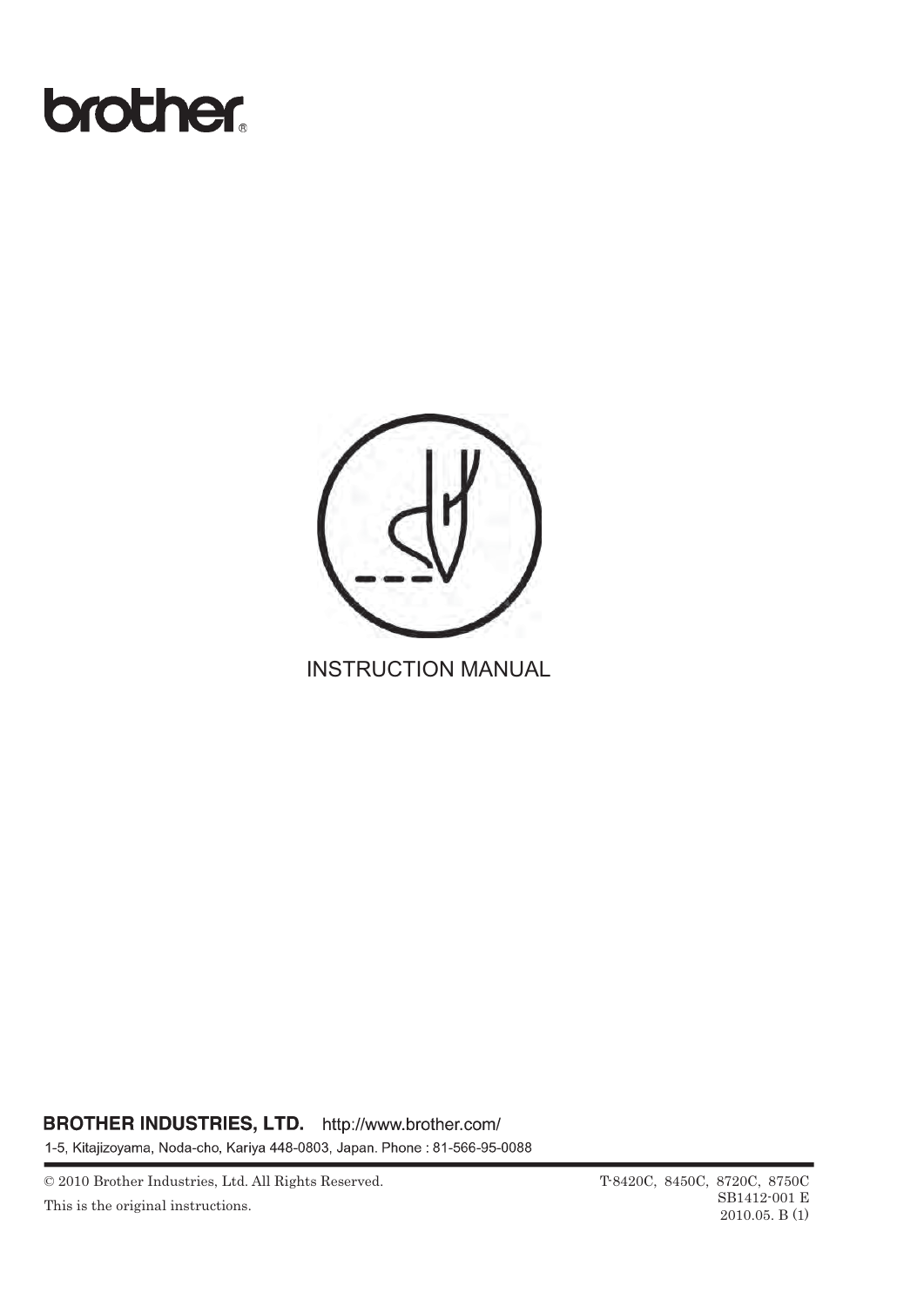brother®

INSTRUCTION MANUAL

**BROTHER INDUSTRIES, LTD.** http://www.brother.com/

1-5, Kitajizoyama, Noda-cho, Kariya 448-0803, Japan. Phone : 81-566-95-0088

© 2010 Brother Industries, Ltd. All Rights Reserved.

This is the original instructions.

T-8420C, 8450C, 8720C, 8750C

SB1412-001 E

2010.05. B (1)